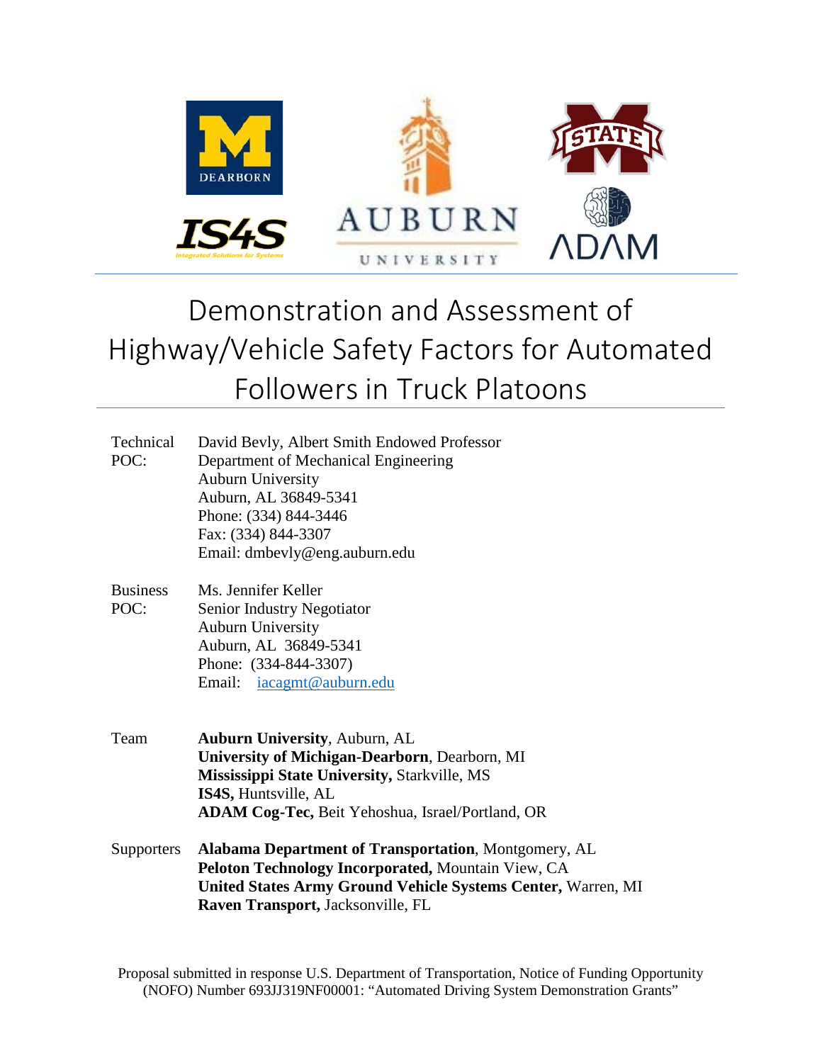# Demonstration and Assessment of Highway/Vehicle Safety Factors for Automated Followers in Truck Platoons

| | |
|---|---|
| Technical POC: | David Bevly, Albert Smith Endowed Professor<br>Department of Mechanical Engineering<br>Auburn University<br>Auburn, AL 36849-5341<br>Phone: (334) 844-3446<br>Fax: (334) 844-3307<br>Email: dmbevly@eng.auburn.edu |
| Business POC: | Ms. Jennifer Keller<br>Senior Industry Negotiator<br>Auburn University<br>Auburn, AL 36849-5341<br>Phone: (334-844-3307)<br>Email: iacagmt@auburn.edu |
| Team | **Auburn University**, Auburn, AL<br>**University of Michigan-Dearborn**, Dearborn, MI<br>**Mississippi State University,** Starkville, MS<br>**IS4S,** Huntsville, AL<br>**ADAM Cog-Tec,** Beit Yehoshua, Israel/Portland, OR |
| Supporters | **Alabama Department of Transportation**, Montgomery, AL<br>**Peloton Technology Incorporated,** Mountain View, CA<br>**United States Army Ground Vehicle Systems Center,** Warren, MI<br>**Raven Transport,** Jacksonville, FL |

Proposal submitted in response U.S. Department of Transportation, Notice of Funding Opportunity (NOFO) Number 693JJ319NF00001: "Automated Driving System Demonstration Grants"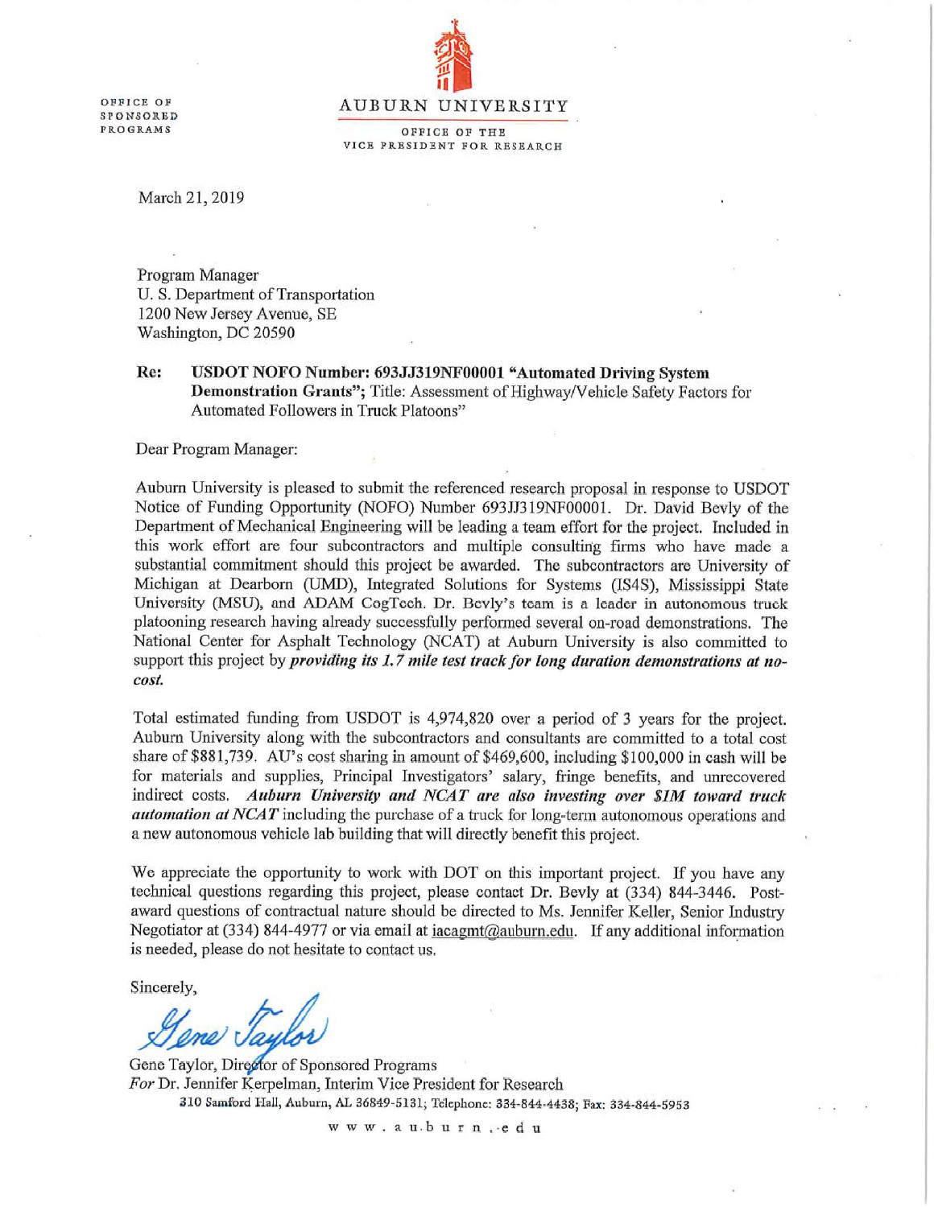OFFICE OF SPONSORED PROGRAMS

AUBURN UNIVERSITY

OFFICE OF THE VICE PRESIDENT FOR RESEARCH

March 21, 2019

Program Manager
U. S. Department of Transportation
1200 New Jersey Avenue, SE
Washington, DC 20590

**Re: USDOT NOFO Number: 693JJ319NF00001 "Automated Driving System Demonstration Grants";** Title: Assessment of Highway/Vehicle Safety Factors for Automated Followers in Truck Platoons"

Dear Program Manager:

Auburn University is pleased to submit the referenced research proposal in response to USDOT Notice of Funding Opportunity (NOFO) Number 693JJ319NF00001. Dr. David Bevly of the Department of Mechanical Engineering will be leading a team effort for the project. Included in this work effort are four subcontractors and multiple consulting firms who have made a substantial commitment should this project be awarded. The subcontractors are University of Michigan at Dearborn (UMD), Integrated Solutions for Systems (IS4S), Mississippi State University (MSU), and ADAM CogTech. Dr. Bevly's team is a leader in autonomous truck platooning research having already successfully performed several on-road demonstrations. The National Center for Asphalt Technology (NCAT) at Auburn University is also committed to support this project by ***providing its 1.7 mile test track for long duration demonstrations at no-cost.***

Total estimated funding from USDOT is 4,974,820 over a period of 3 years for the project. Auburn University along with the subcontractors and consultants are committed to a total cost share of $881,739. AU's cost sharing in amount of $469,600, including $100,000 in cash will be for materials and supplies, Principal Investigators' salary, fringe benefits, and unrecovered indirect costs. ***Auburn University and NCAT are also investing over $1M toward truck automation at NCAT*** including the purchase of a truck for long-term autonomous operations and a new autonomous vehicle lab building that will directly benefit this project.

We appreciate the opportunity to work with DOT on this important project. If you have any technical questions regarding this project, please contact Dr. Bevly at (334) 844-3446. Post-award questions of contractual nature should be directed to Ms. Jennifer Keller, Senior Industry Negotiator at (334) 844-4977 or via email at iacagmt@auburn.edu. If any additional information is needed, please do not hesitate to contact us.

Sincerely,

Gene Taylor

Gene Taylor, Director of Sponsored Programs
*For* Dr. Jennifer Kerpelman, Interim Vice President for Research

310 Samford Hall, Auburn, AL 36849-5131; Telephone: 334-844-4438; Fax: 334-844-5953

www.auburn.edu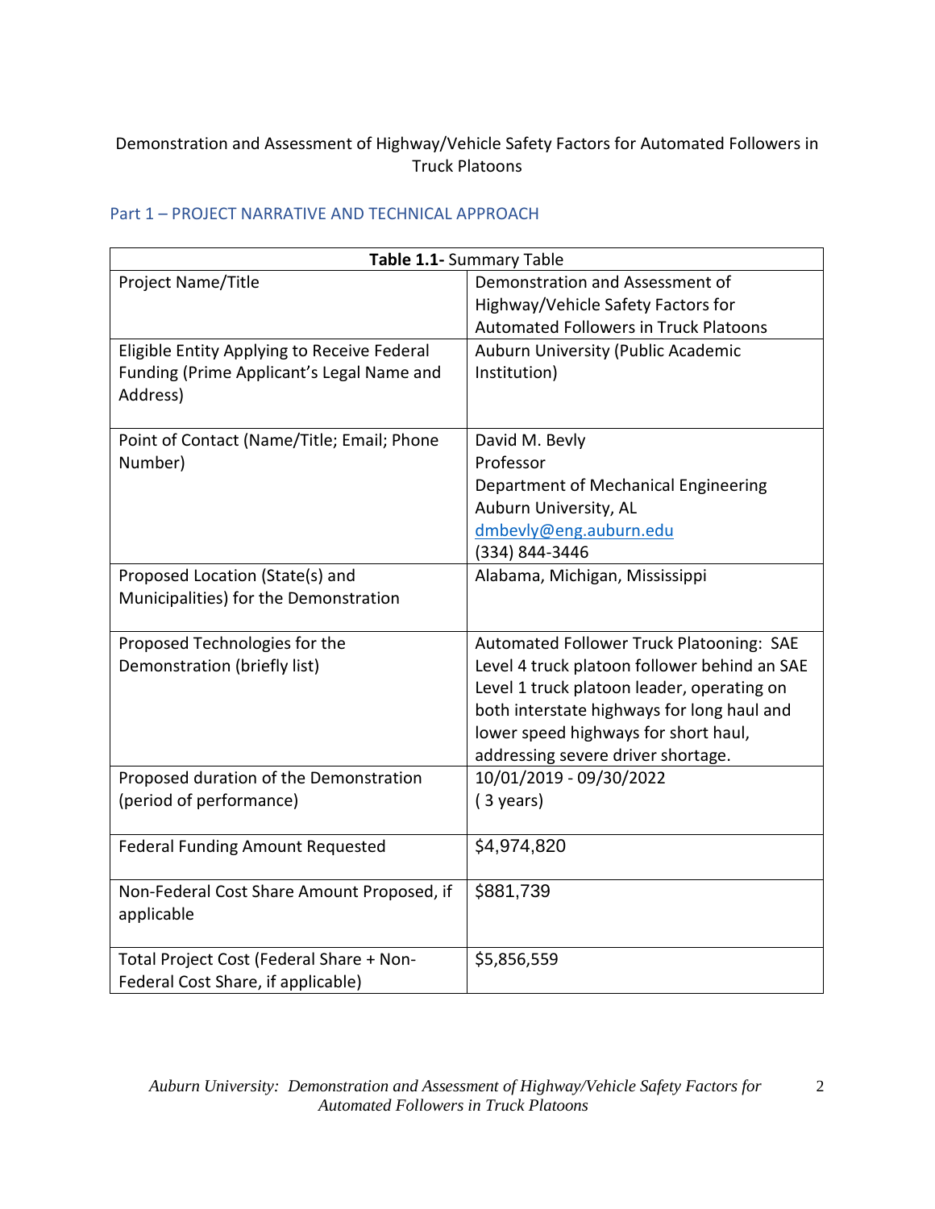Demonstration and Assessment of Highway/Vehicle Safety Factors for Automated Followers in Truck Platoons

## Part 1 – PROJECT NARRATIVE AND TECHNICAL APPROACH

| **Table 1.1-** Summary Table | |
|---|---|
| Project Name/Title | Demonstration and Assessment of Highway/Vehicle Safety Factors for Automated Followers in Truck Platoons |
| Eligible Entity Applying to Receive Federal Funding (Prime Applicant's Legal Name and Address) | Auburn University (Public Academic Institution) |
| Point of Contact (Name/Title; Email; Phone Number) | David M. Bevly<br>Professor<br>Department of Mechanical Engineering<br>Auburn University, AL<br>dmbevly@eng.auburn.edu<br>(334) 844-3446 |
| Proposed Location (State(s) and Municipalities) for the Demonstration | Alabama, Michigan, Mississippi |
| Proposed Technologies for the Demonstration (briefly list) | Automated Follower Truck Platooning: SAE Level 4 truck platoon follower behind an SAE Level 1 truck platoon leader, operating on both interstate highways for long haul and lower speed highways for short haul, addressing severe driver shortage. |
| Proposed duration of the Demonstration (period of performance) | 10/01/2019 - 09/30/2022<br>( 3 years) |
| Federal Funding Amount Requested | $4,974,820 |
| Non-Federal Cost Share Amount Proposed, if applicable | $881,739 |
| Total Project Cost (Federal Share + Non-Federal Cost Share, if applicable) | $5,856,559 |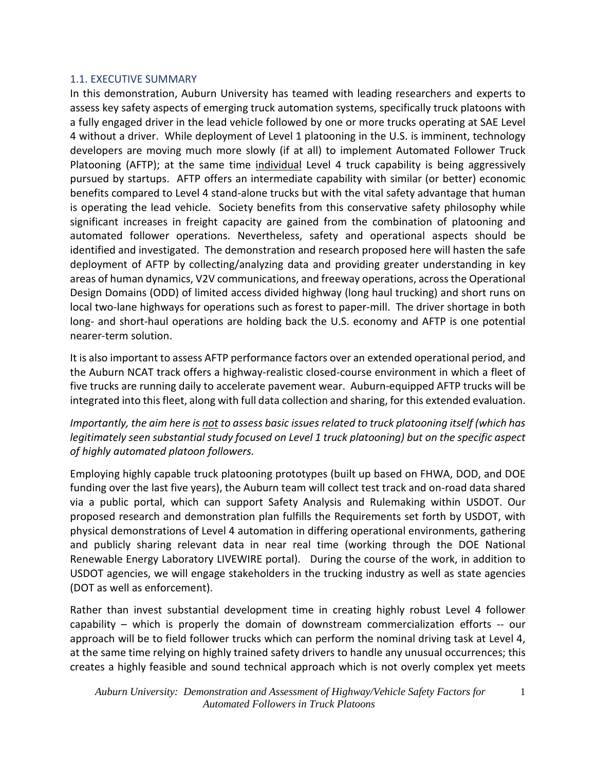## 1.1. EXECUTIVE SUMMARY

In this demonstration, Auburn University has teamed with leading researchers and experts to assess key safety aspects of emerging truck automation systems, specifically truck platoons with a fully engaged driver in the lead vehicle followed by one or more trucks operating at SAE Level 4 without a driver. While deployment of Level 1 platooning in the U.S. is imminent, technology developers are moving much more slowly (if at all) to implement Automated Follower Truck Platooning (AFTP); at the same time individual Level 4 truck capability is being aggressively pursued by startups. AFTP offers an intermediate capability with similar (or better) economic benefits compared to Level 4 stand-alone trucks but with the vital safety advantage that human is operating the lead vehicle. Society benefits from this conservative safety philosophy while significant increases in freight capacity are gained from the combination of platooning and automated follower operations. Nevertheless, safety and operational aspects should be identified and investigated. The demonstration and research proposed here will hasten the safe deployment of AFTP by collecting/analyzing data and providing greater understanding in key areas of human dynamics, V2V communications, and freeway operations, across the Operational Design Domains (ODD) of limited access divided highway (long haul trucking) and short runs on local two-lane highways for operations such as forest to paper-mill. The driver shortage in both long- and short-haul operations are holding back the U.S. economy and AFTP is one potential nearer-term solution.

It is also important to assess AFTP performance factors over an extended operational period, and the Auburn NCAT track offers a highway-realistic closed-course environment in which a fleet of five trucks are running daily to accelerate pavement wear. Auburn-equipped AFTP trucks will be integrated into this fleet, along with full data collection and sharing, for this extended evaluation.

*Importantly, the aim here is not to assess basic issues related to truck platooning itself (which has legitimately seen substantial study focused on Level 1 truck platooning) but on the specific aspect of highly automated platoon followers.*

Employing highly capable truck platooning prototypes (built up based on FHWA, DOD, and DOE funding over the last five years), the Auburn team will collect test track and on-road data shared via a public portal, which can support Safety Analysis and Rulemaking within USDOT. Our proposed research and demonstration plan fulfills the Requirements set forth by USDOT, with physical demonstrations of Level 4 automation in differing operational environments, gathering and publicly sharing relevant data in near real time (working through the DOE National Renewable Energy Laboratory LIVEWIRE portal). During the course of the work, in addition to USDOT agencies, we will engage stakeholders in the trucking industry as well as state agencies (DOT as well as enforcement).

Rather than invest substantial development time in creating highly robust Level 4 follower capability – which is properly the domain of downstream commercialization efforts -- our approach will be to field follower trucks which can perform the nominal driving task at Level 4, at the same time relying on highly trained safety drivers to handle any unusual occurrences; this creates a highly feasible and sound technical approach which is not overly complex yet meets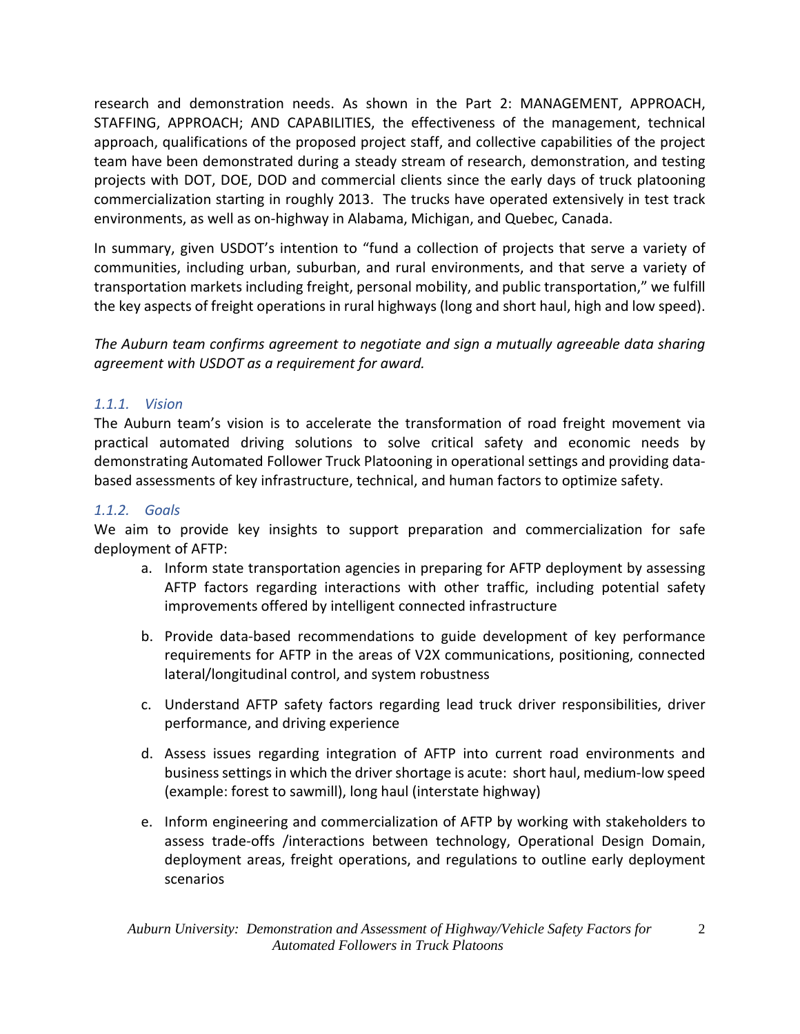research and demonstration needs. As shown in the Part 2: MANAGEMENT, APPROACH, STAFFING, APPROACH; AND CAPABILITIES, the effectiveness of the management, technical approach, qualifications of the proposed project staff, and collective capabilities of the project team have been demonstrated during a steady stream of research, demonstration, and testing projects with DOT, DOE, DOD and commercial clients since the early days of truck platooning commercialization starting in roughly 2013. The trucks have operated extensively in test track environments, as well as on-highway in Alabama, Michigan, and Quebec, Canada.

In summary, given USDOT's intention to "fund a collection of projects that serve a variety of communities, including urban, suburban, and rural environments, and that serve a variety of transportation markets including freight, personal mobility, and public transportation," we fulfill the key aspects of freight operations in rural highways (long and short haul, high and low speed).

*The Auburn team confirms agreement to negotiate and sign a mutually agreeable data sharing agreement with USDOT as a requirement for award.*

### *1.1.1. Vision*

The Auburn team's vision is to accelerate the transformation of road freight movement via practical automated driving solutions to solve critical safety and economic needs by demonstrating Automated Follower Truck Platooning in operational settings and providing data-based assessments of key infrastructure, technical, and human factors to optimize safety.

### *1.1.2. Goals*

We aim to provide key insights to support preparation and commercialization for safe deployment of AFTP:

a. Inform state transportation agencies in preparing for AFTP deployment by assessing AFTP factors regarding interactions with other traffic, including potential safety improvements offered by intelligent connected infrastructure

b. Provide data-based recommendations to guide development of key performance requirements for AFTP in the areas of V2X communications, positioning, connected lateral/longitudinal control, and system robustness

c. Understand AFTP safety factors regarding lead truck driver responsibilities, driver performance, and driving experience

d. Assess issues regarding integration of AFTP into current road environments and business settings in which the driver shortage is acute: short haul, medium-low speed (example: forest to sawmill), long haul (interstate highway)

e. Inform engineering and commercialization of AFTP by working with stakeholders to assess trade-offs /interactions between technology, Operational Design Domain, deployment areas, freight operations, and regulations to outline early deployment scenarios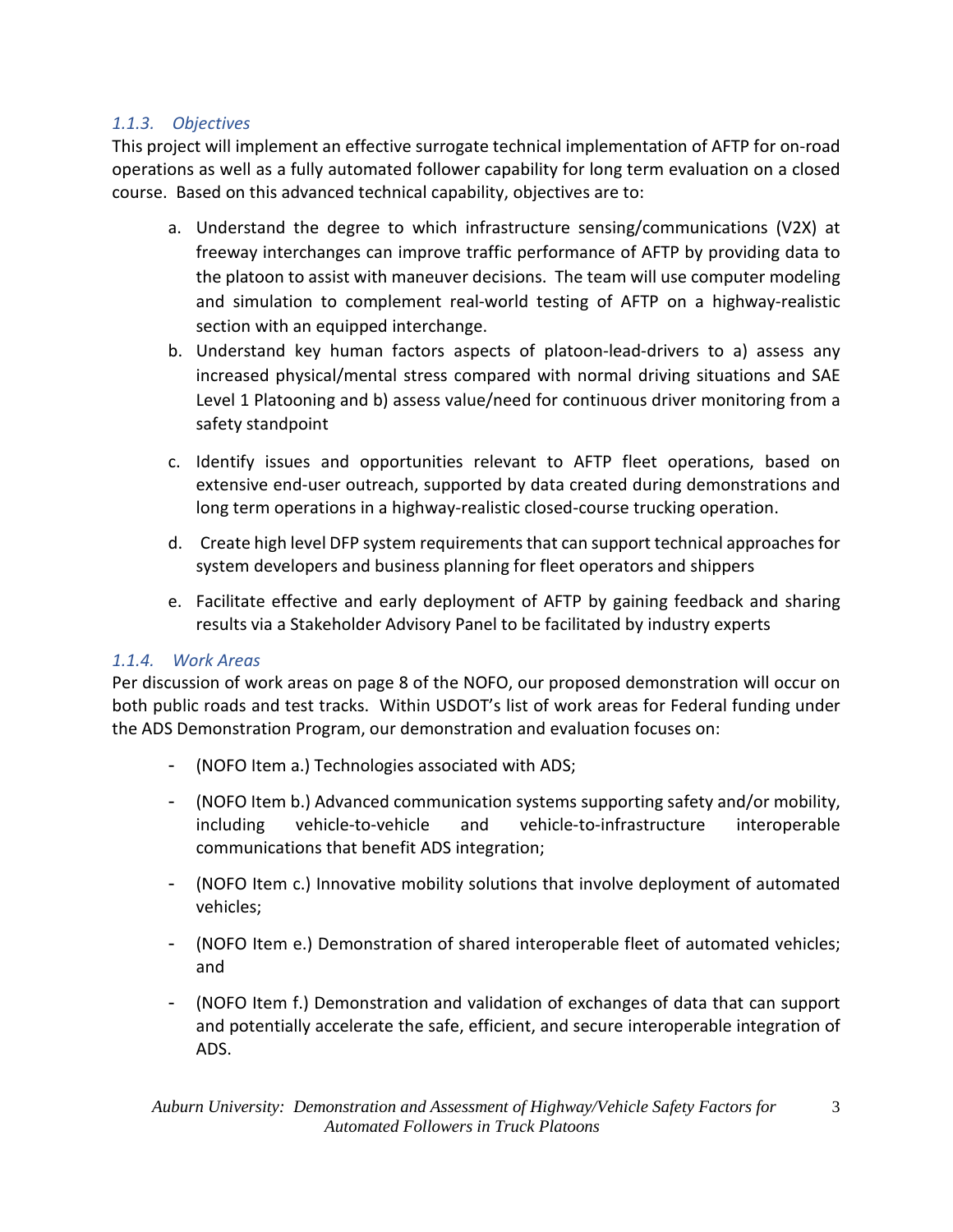### *1.1.3. Objectives*

This project will implement an effective surrogate technical implementation of AFTP for on-road operations as well as a fully automated follower capability for long term evaluation on a closed course. Based on this advanced technical capability, objectives are to:

a. Understand the degree to which infrastructure sensing/communications (V2X) at freeway interchanges can improve traffic performance of AFTP by providing data to the platoon to assist with maneuver decisions. The team will use computer modeling and simulation to complement real-world testing of AFTP on a highway-realistic section with an equipped interchange.

b. Understand key human factors aspects of platoon-lead-drivers to a) assess any increased physical/mental stress compared with normal driving situations and SAE Level 1 Platooning and b) assess value/need for continuous driver monitoring from a safety standpoint

c. Identify issues and opportunities relevant to AFTP fleet operations, based on extensive end-user outreach, supported by data created during demonstrations and long term operations in a highway-realistic closed-course trucking operation.

d. Create high level DFP system requirements that can support technical approaches for system developers and business planning for fleet operators and shippers

e. Facilitate effective and early deployment of AFTP by gaining feedback and sharing results via a Stakeholder Advisory Panel to be facilitated by industry experts

### *1.1.4. Work Areas*

Per discussion of work areas on page 8 of the NOFO, our proposed demonstration will occur on both public roads and test tracks. Within USDOT's list of work areas for Federal funding under the ADS Demonstration Program, our demonstration and evaluation focuses on:

- (NOFO Item a.) Technologies associated with ADS;
- (NOFO Item b.) Advanced communication systems supporting safety and/or mobility, including vehicle-to-vehicle and vehicle-to-infrastructure interoperable communications that benefit ADS integration;
- (NOFO Item c.) Innovative mobility solutions that involve deployment of automated vehicles;
- (NOFO Item e.) Demonstration of shared interoperable fleet of automated vehicles; and
- (NOFO Item f.) Demonstration and validation of exchanges of data that can support and potentially accelerate the safe, efficient, and secure interoperable integration of ADS.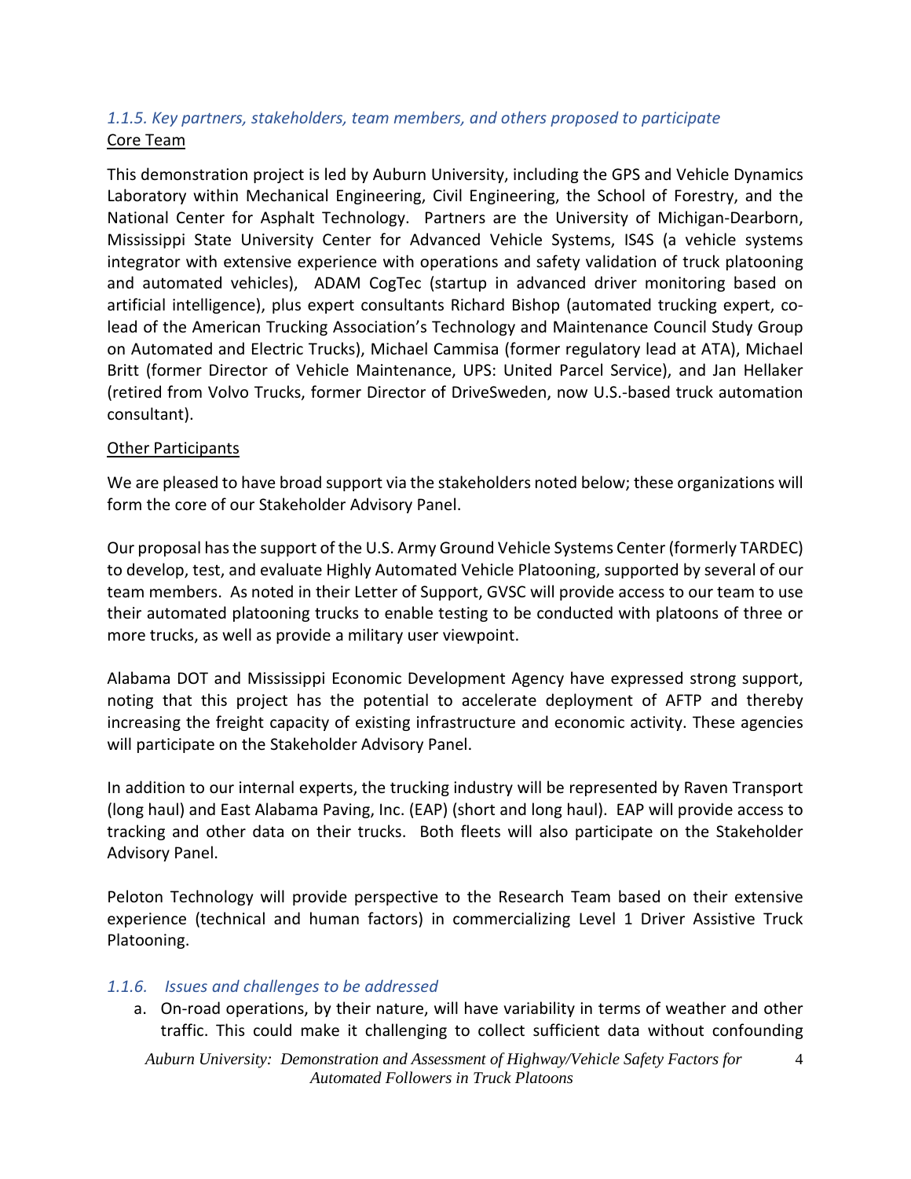### *1.1.5. Key partners, stakeholders, team members, and others proposed to participate*

Core Team

This demonstration project is led by Auburn University, including the GPS and Vehicle Dynamics Laboratory within Mechanical Engineering, Civil Engineering, the School of Forestry, and the National Center for Asphalt Technology. Partners are the University of Michigan-Dearborn, Mississippi State University Center for Advanced Vehicle Systems, IS4S (a vehicle systems integrator with extensive experience with operations and safety validation of truck platooning and automated vehicles), ADAM CogTec (startup in advanced driver monitoring based on artificial intelligence), plus expert consultants Richard Bishop (automated trucking expert, co-lead of the American Trucking Association's Technology and Maintenance Council Study Group on Automated and Electric Trucks), Michael Cammisa (former regulatory lead at ATA), Michael Britt (former Director of Vehicle Maintenance, UPS: United Parcel Service), and Jan Hellaker (retired from Volvo Trucks, former Director of DriveSweden, now U.S.-based truck automation consultant).

Other Participants

We are pleased to have broad support via the stakeholders noted below; these organizations will form the core of our Stakeholder Advisory Panel.

Our proposal has the support of the U.S. Army Ground Vehicle Systems Center (formerly TARDEC) to develop, test, and evaluate Highly Automated Vehicle Platooning, supported by several of our team members. As noted in their Letter of Support, GVSC will provide access to our team to use their automated platooning trucks to enable testing to be conducted with platoons of three or more trucks, as well as provide a military user viewpoint.

Alabama DOT and Mississippi Economic Development Agency have expressed strong support, noting that this project has the potential to accelerate deployment of AFTP and thereby increasing the freight capacity of existing infrastructure and economic activity. These agencies will participate on the Stakeholder Advisory Panel.

In addition to our internal experts, the trucking industry will be represented by Raven Transport (long haul) and East Alabama Paving, Inc. (EAP) (short and long haul). EAP will provide access to tracking and other data on their trucks. Both fleets will also participate on the Stakeholder Advisory Panel.

Peloton Technology will provide perspective to the Research Team based on their extensive experience (technical and human factors) in commercializing Level 1 Driver Assistive Truck Platooning.

### *1.1.6. Issues and challenges to be addressed*

a. On-road operations, by their nature, will have variability in terms of weather and other traffic. This could make it challenging to collect sufficient data without confounding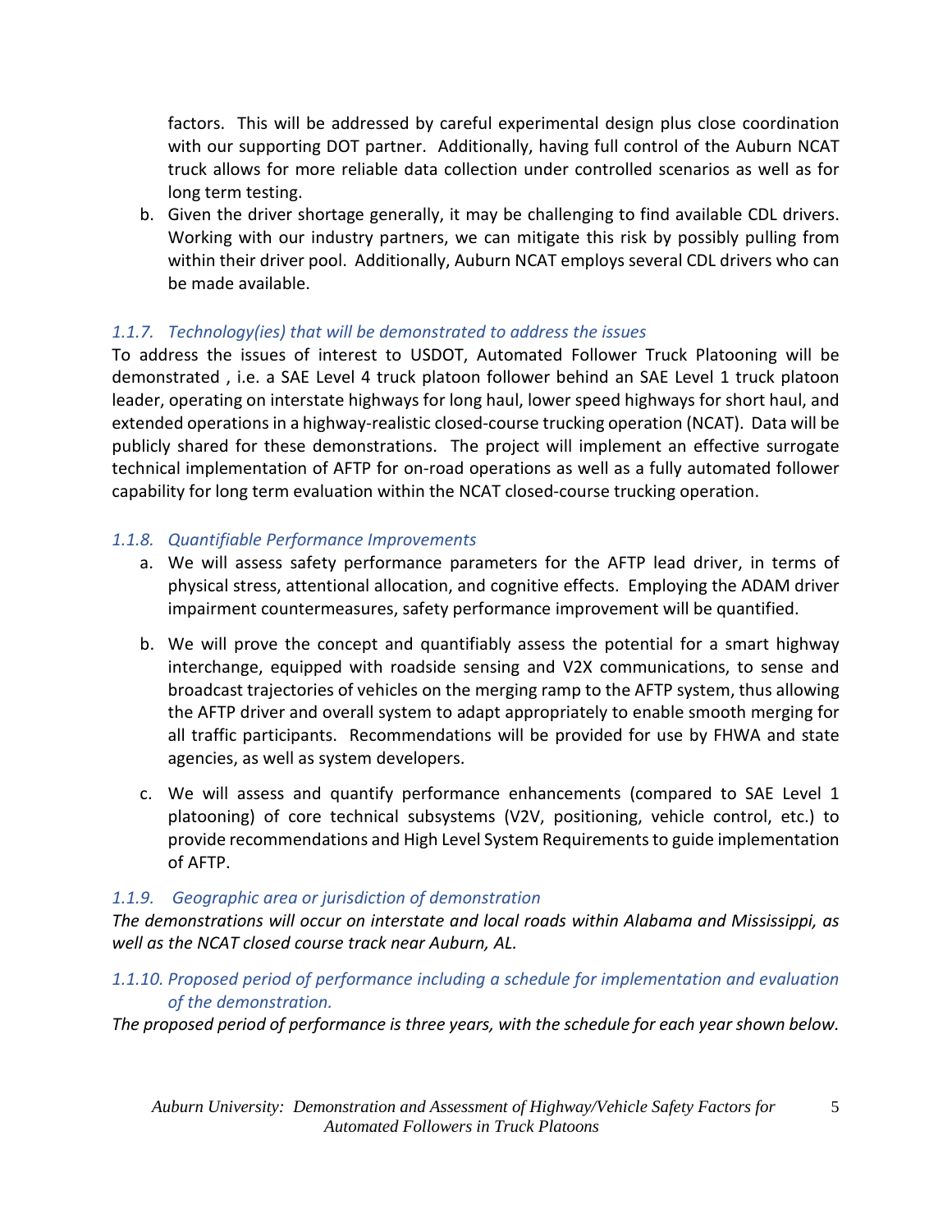factors. This will be addressed by careful experimental design plus close coordination with our supporting DOT partner. Additionally, having full control of the Auburn NCAT truck allows for more reliable data collection under controlled scenarios as well as for long term testing.

b. Given the driver shortage generally, it may be challenging to find available CDL drivers. Working with our industry partners, we can mitigate this risk by possibly pulling from within their driver pool. Additionally, Auburn NCAT employs several CDL drivers who can be made available.

### *1.1.7. Technology(ies) that will be demonstrated to address the issues*

To address the issues of interest to USDOT, Automated Follower Truck Platooning will be demonstrated , i.e. a SAE Level 4 truck platoon follower behind an SAE Level 1 truck platoon leader, operating on interstate highways for long haul, lower speed highways for short haul, and extended operations in a highway-realistic closed-course trucking operation (NCAT). Data will be publicly shared for these demonstrations. The project will implement an effective surrogate technical implementation of AFTP for on-road operations as well as a fully automated follower capability for long term evaluation within the NCAT closed-course trucking operation.

### *1.1.8. Quantifiable Performance Improvements*

a. We will assess safety performance parameters for the AFTP lead driver, in terms of physical stress, attentional allocation, and cognitive effects. Employing the ADAM driver impairment countermeasures, safety performance improvement will be quantified.

b. We will prove the concept and quantifiably assess the potential for a smart highway interchange, equipped with roadside sensing and V2X communications, to sense and broadcast trajectories of vehicles on the merging ramp to the AFTP system, thus allowing the AFTP driver and overall system to adapt appropriately to enable smooth merging for all traffic participants. Recommendations will be provided for use by FHWA and state agencies, as well as system developers.

c. We will assess and quantify performance enhancements (compared to SAE Level 1 platooning) of core technical subsystems (V2V, positioning, vehicle control, etc.) to provide recommendations and High Level System Requirements to guide implementation of AFTP.

### *1.1.9. Geographic area or jurisdiction of demonstration*

*The demonstrations will occur on interstate and local roads within Alabama and Mississippi, as well as the NCAT closed course track near Auburn, AL.*

### *1.1.10. Proposed period of performance including a schedule for implementation and evaluation of the demonstration.*

*The proposed period of performance is three years, with the schedule for each year shown below.*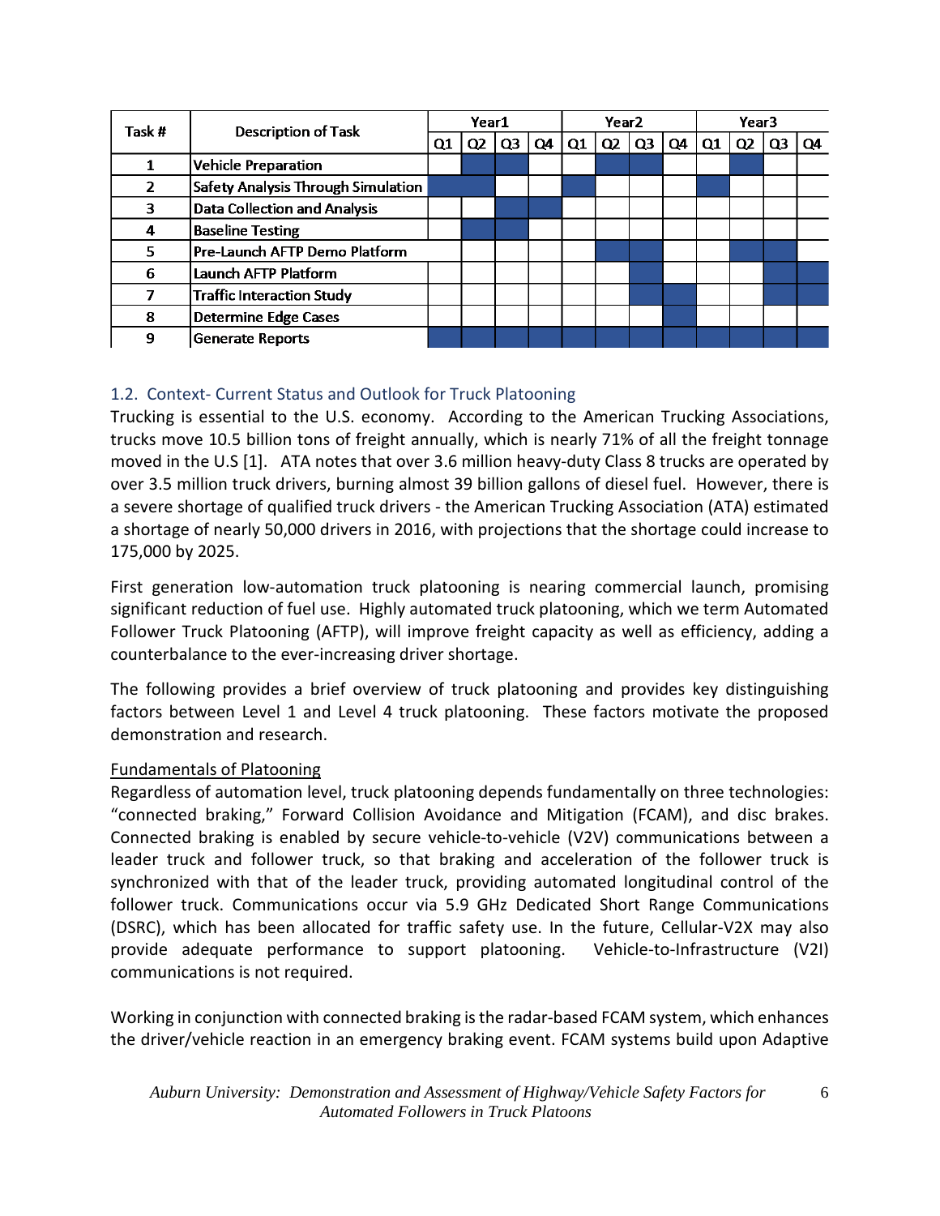| Task # | Description of Task | Year1 | | | | Year2 | | | | Year3 | | | |
|---|---|---|---|---|---|---|---|---|---|---|---|---|---|
| | | Q1 | Q2 | Q3 | Q4 | Q1 | Q2 | Q3 | Q4 | Q1 | Q2 | Q3 | Q4 |
| 1 | Vehicle Preparation | | ■ | ■ | | | ■ | ■ | | | ■ | | |
| 2 | Safety Analysis Through Simulation | ■ | ■ | | | ■ | | | | ■ | | | |
| 3 | Data Collection and Analysis | | | ■ | ■ | | | | | | | | |
| 4 | Baseline Testing | | ■ | ■ | | | | | | | | | |
| 5 | Pre-Launch AFTP Demo Platform | | | | | | ■ | ■ | | | ■ | ■ | |
| 6 | Launch AFTP Platform | | | | | | | ■ | | | | ■ | ■ |
| 7 | Traffic Interaction Study | | | | | | | ■ | ■ | | | ■ | ■ |
| 8 | Determine Edge Cases | | | | | | | | ■ | | | | |
| 9 | Generate Reports | ■ | ■ | ■ | ■ | ■ | ■ | ■ | ■ | ■ | ■ | ■ | ■ |

## 1.2. Context- Current Status and Outlook for Truck Platooning

Trucking is essential to the U.S. economy. According to the American Trucking Associations, trucks move 10.5 billion tons of freight annually, which is nearly 71% of all the freight tonnage moved in the U.S [1]. ATA notes that over 3.6 million heavy-duty Class 8 trucks are operated by over 3.5 million truck drivers, burning almost 39 billion gallons of diesel fuel. However, there is a severe shortage of qualified truck drivers - the American Trucking Association (ATA) estimated a shortage of nearly 50,000 drivers in 2016, with projections that the shortage could increase to 175,000 by 2025.

First generation low-automation truck platooning is nearing commercial launch, promising significant reduction of fuel use. Highly automated truck platooning, which we term Automated Follower Truck Platooning (AFTP), will improve freight capacity as well as efficiency, adding a counterbalance to the ever-increasing driver shortage.

The following provides a brief overview of truck platooning and provides key distinguishing factors between Level 1 and Level 4 truck platooning. These factors motivate the proposed demonstration and research.

<u>Fundamentals of Platooning</u>

Regardless of automation level, truck platooning depends fundamentally on three technologies: "connected braking," Forward Collision Avoidance and Mitigation (FCAM), and disc brakes. Connected braking is enabled by secure vehicle-to-vehicle (V2V) communications between a leader truck and follower truck, so that braking and acceleration of the follower truck is synchronized with that of the leader truck, providing automated longitudinal control of the follower truck. Communications occur via 5.9 GHz Dedicated Short Range Communications (DSRC), which has been allocated for traffic safety use. In the future, Cellular-V2X may also provide adequate performance to support platooning. Vehicle-to-Infrastructure (V2I) communications is not required.

Working in conjunction with connected braking is the radar-based FCAM system, which enhances the driver/vehicle reaction in an emergency braking event. FCAM systems build upon Adaptive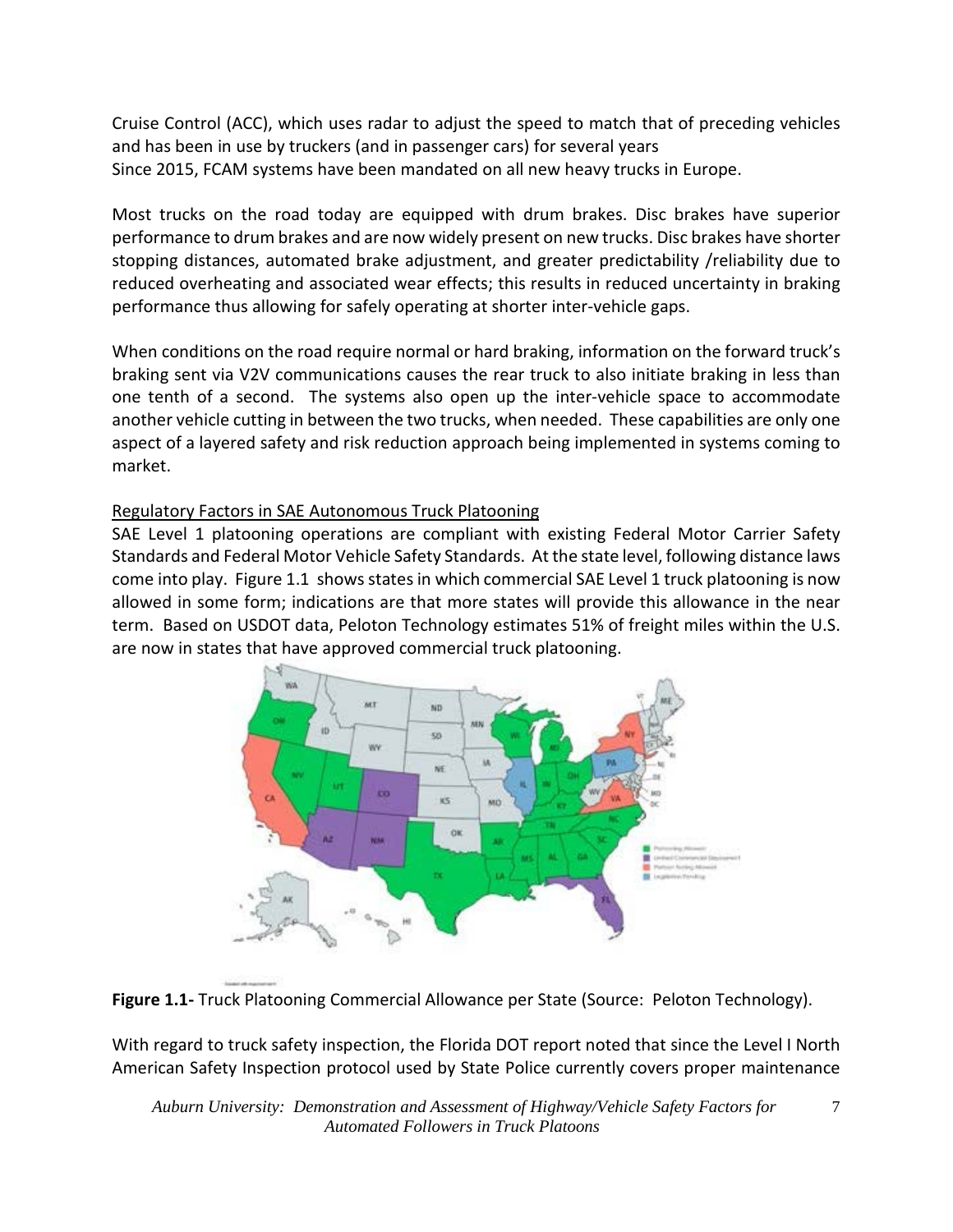Cruise Control (ACC), which uses radar to adjust the speed to match that of preceding vehicles and has been in use by truckers (and in passenger cars) for several years
Since 2015, FCAM systems have been mandated on all new heavy trucks in Europe.

Most trucks on the road today are equipped with drum brakes. Disc brakes have superior performance to drum brakes and are now widely present on new trucks. Disc brakes have shorter stopping distances, automated brake adjustment, and greater predictability /reliability due to reduced overheating and associated wear effects; this results in reduced uncertainty in braking performance thus allowing for safely operating at shorter inter-vehicle gaps.

When conditions on the road require normal or hard braking, information on the forward truck's braking sent via V2V communications causes the rear truck to also initiate braking in less than one tenth of a second. The systems also open up the inter-vehicle space to accommodate another vehicle cutting in between the two trucks, when needed. These capabilities are only one aspect of a layered safety and risk reduction approach being implemented in systems coming to market.

Regulatory Factors in SAE Autonomous Truck Platooning

SAE Level 1 platooning operations are compliant with existing Federal Motor Carrier Safety Standards and Federal Motor Vehicle Safety Standards. At the state level, following distance laws come into play. Figure 1.1 shows states in which commercial SAE Level 1 truck platooning is now allowed in some form; indications are that more states will provide this allowance in the near term. Based on USDOT data, Peloton Technology estimates 51% of freight miles within the U.S. are now in states that have approved commercial truck platooning.

**Figure 1.1-** Truck Platooning Commercial Allowance per State (Source: Peloton Technology).

With regard to truck safety inspection, the Florida DOT report noted that since the Level I North American Safety Inspection protocol used by State Police currently covers proper maintenance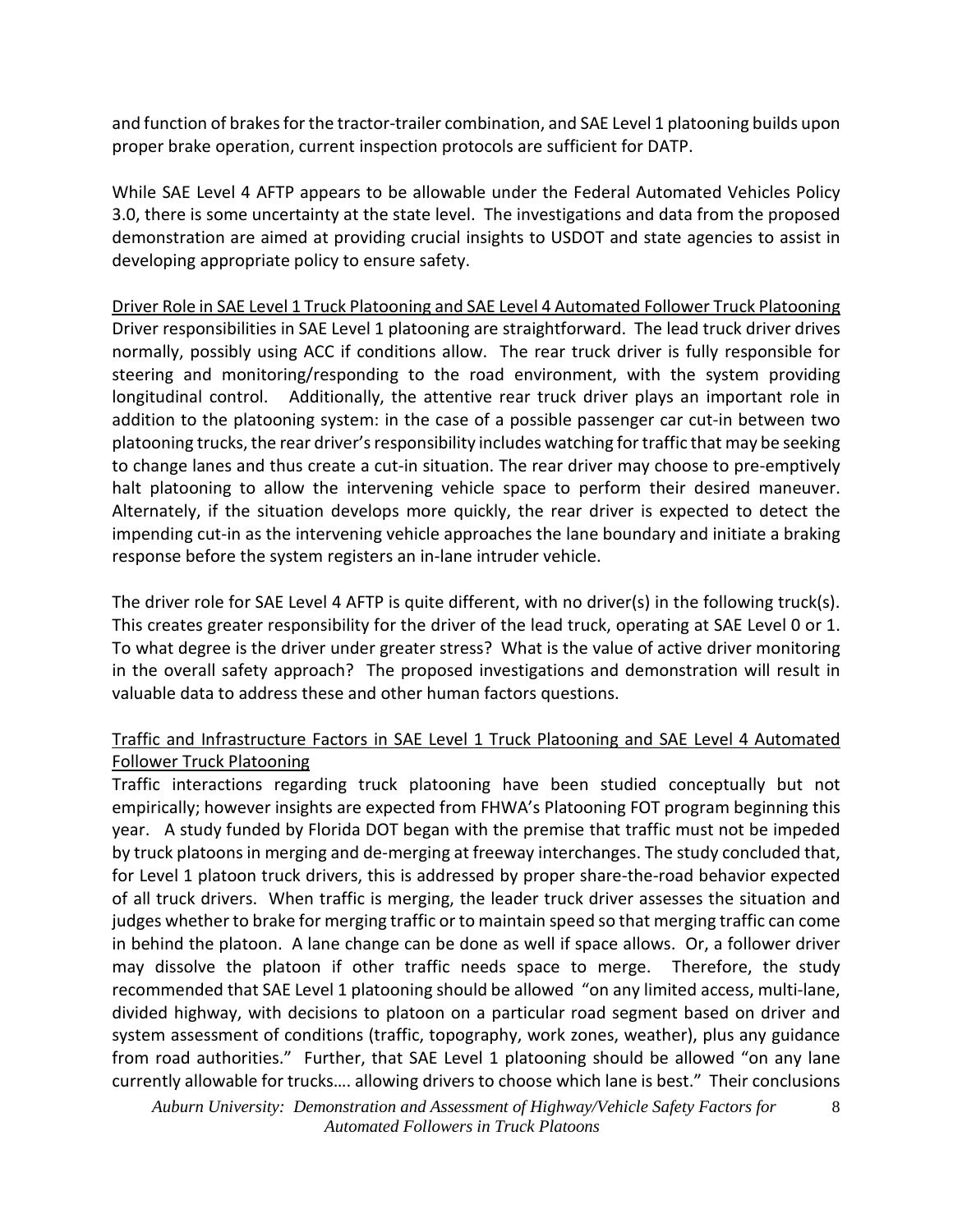and function of brakes for the tractor-trailer combination, and SAE Level 1 platooning builds upon proper brake operation, current inspection protocols are sufficient for DATP.

While SAE Level 4 AFTP appears to be allowable under the Federal Automated Vehicles Policy 3.0, there is some uncertainty at the state level. The investigations and data from the proposed demonstration are aimed at providing crucial insights to USDOT and state agencies to assist in developing appropriate policy to ensure safety.

### Driver Role in SAE Level 1 Truck Platooning and SAE Level 4 Automated Follower Truck Platooning

Driver responsibilities in SAE Level 1 platooning are straightforward. The lead truck driver drives normally, possibly using ACC if conditions allow. The rear truck driver is fully responsible for steering and monitoring/responding to the road environment, with the system providing longitudinal control. Additionally, the attentive rear truck driver plays an important role in addition to the platooning system: in the case of a possible passenger car cut-in between two platooning trucks, the rear driver's responsibility includes watching for traffic that may be seeking to change lanes and thus create a cut-in situation. The rear driver may choose to pre-emptively halt platooning to allow the intervening vehicle space to perform their desired maneuver. Alternately, if the situation develops more quickly, the rear driver is expected to detect the impending cut-in as the intervening vehicle approaches the lane boundary and initiate a braking response before the system registers an in-lane intruder vehicle.

The driver role for SAE Level 4 AFTP is quite different, with no driver(s) in the following truck(s). This creates greater responsibility for the driver of the lead truck, operating at SAE Level 0 or 1. To what degree is the driver under greater stress? What is the value of active driver monitoring in the overall safety approach? The proposed investigations and demonstration will result in valuable data to address these and other human factors questions.

### Traffic and Infrastructure Factors in SAE Level 1 Truck Platooning and SAE Level 4 Automated Follower Truck Platooning

Traffic interactions regarding truck platooning have been studied conceptually but not empirically; however insights are expected from FHWA's Platooning FOT program beginning this year. A study funded by Florida DOT began with the premise that traffic must not be impeded by truck platoons in merging and de-merging at freeway interchanges. The study concluded that, for Level 1 platoon truck drivers, this is addressed by proper share-the-road behavior expected of all truck drivers. When traffic is merging, the leader truck driver assesses the situation and judges whether to brake for merging traffic or to maintain speed so that merging traffic can come in behind the platoon. A lane change can be done as well if space allows. Or, a follower driver may dissolve the platoon if other traffic needs space to merge. Therefore, the study recommended that SAE Level 1 platooning should be allowed "on any limited access, multi-lane, divided highway, with decisions to platoon on a particular road segment based on driver and system assessment of conditions (traffic, topography, work zones, weather), plus any guidance from road authorities." Further, that SAE Level 1 platooning should be allowed "on any lane currently allowable for trucks…. allowing drivers to choose which lane is best." Their conclusions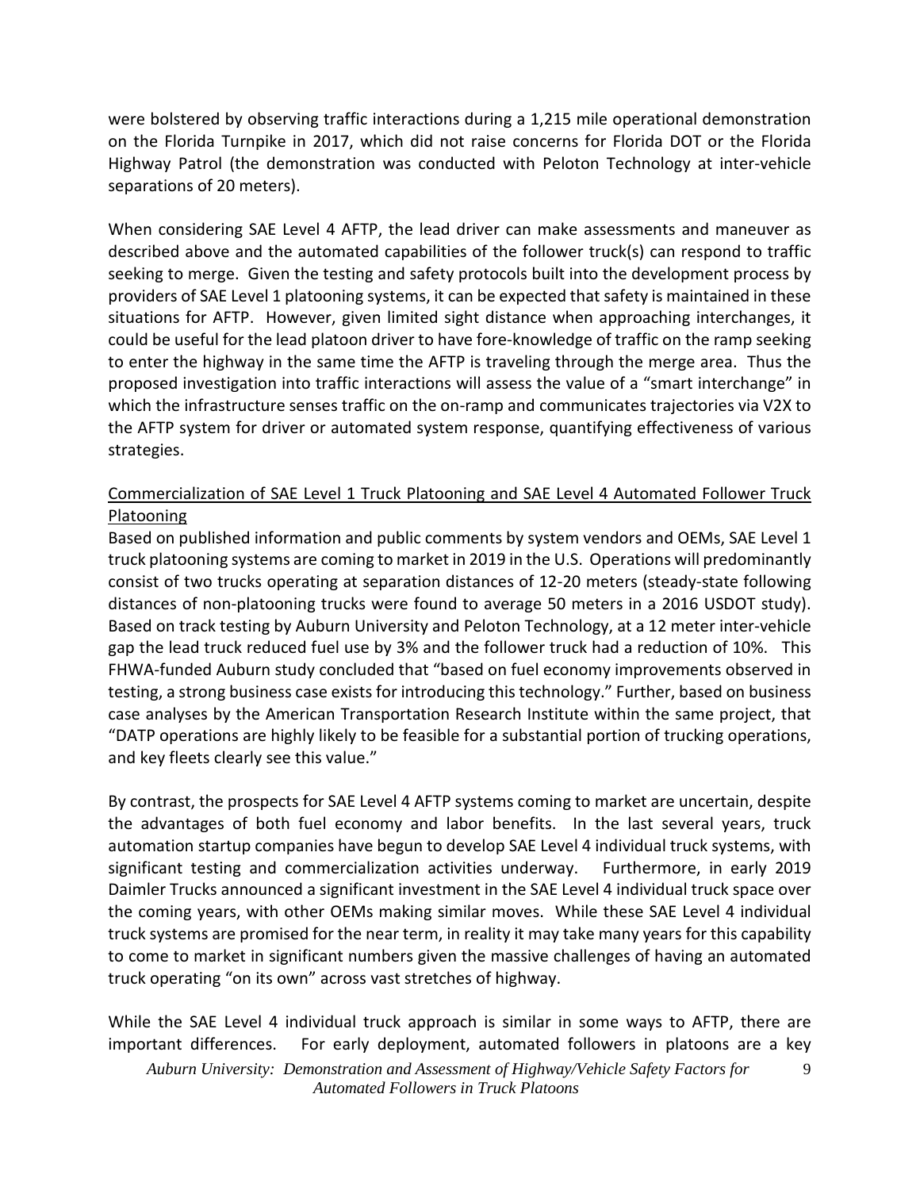were bolstered by observing traffic interactions during a 1,215 mile operational demonstration on the Florida Turnpike in 2017, which did not raise concerns for Florida DOT or the Florida Highway Patrol (the demonstration was conducted with Peloton Technology at inter-vehicle separations of 20 meters).

When considering SAE Level 4 AFTP, the lead driver can make assessments and maneuver as described above and the automated capabilities of the follower truck(s) can respond to traffic seeking to merge. Given the testing and safety protocols built into the development process by providers of SAE Level 1 platooning systems, it can be expected that safety is maintained in these situations for AFTP. However, given limited sight distance when approaching interchanges, it could be useful for the lead platoon driver to have fore-knowledge of traffic on the ramp seeking to enter the highway in the same time the AFTP is traveling through the merge area. Thus the proposed investigation into traffic interactions will assess the value of a "smart interchange" in which the infrastructure senses traffic on the on-ramp and communicates trajectories via V2X to the AFTP system for driver or automated system response, quantifying effectiveness of various strategies.

<u>Commercialization of SAE Level 1 Truck Platooning and SAE Level 4 Automated Follower Truck Platooning</u>

Based on published information and public comments by system vendors and OEMs, SAE Level 1 truck platooning systems are coming to market in 2019 in the U.S. Operations will predominantly consist of two trucks operating at separation distances of 12-20 meters (steady-state following distances of non-platooning trucks were found to average 50 meters in a 2016 USDOT study). Based on track testing by Auburn University and Peloton Technology, at a 12 meter inter-vehicle gap the lead truck reduced fuel use by 3% and the follower truck had a reduction of 10%. This FHWA-funded Auburn study concluded that "based on fuel economy improvements observed in testing, a strong business case exists for introducing this technology." Further, based on business case analyses by the American Transportation Research Institute within the same project, that "DATP operations are highly likely to be feasible for a substantial portion of trucking operations, and key fleets clearly see this value."

By contrast, the prospects for SAE Level 4 AFTP systems coming to market are uncertain, despite the advantages of both fuel economy and labor benefits. In the last several years, truck automation startup companies have begun to develop SAE Level 4 individual truck systems, with significant testing and commercialization activities underway. Furthermore, in early 2019 Daimler Trucks announced a significant investment in the SAE Level 4 individual truck space over the coming years, with other OEMs making similar moves. While these SAE Level 4 individual truck systems are promised for the near term, in reality it may take many years for this capability to come to market in significant numbers given the massive challenges of having an automated truck operating "on its own" across vast stretches of highway.

While the SAE Level 4 individual truck approach is similar in some ways to AFTP, there are important differences. For early deployment, automated followers in platoons are a key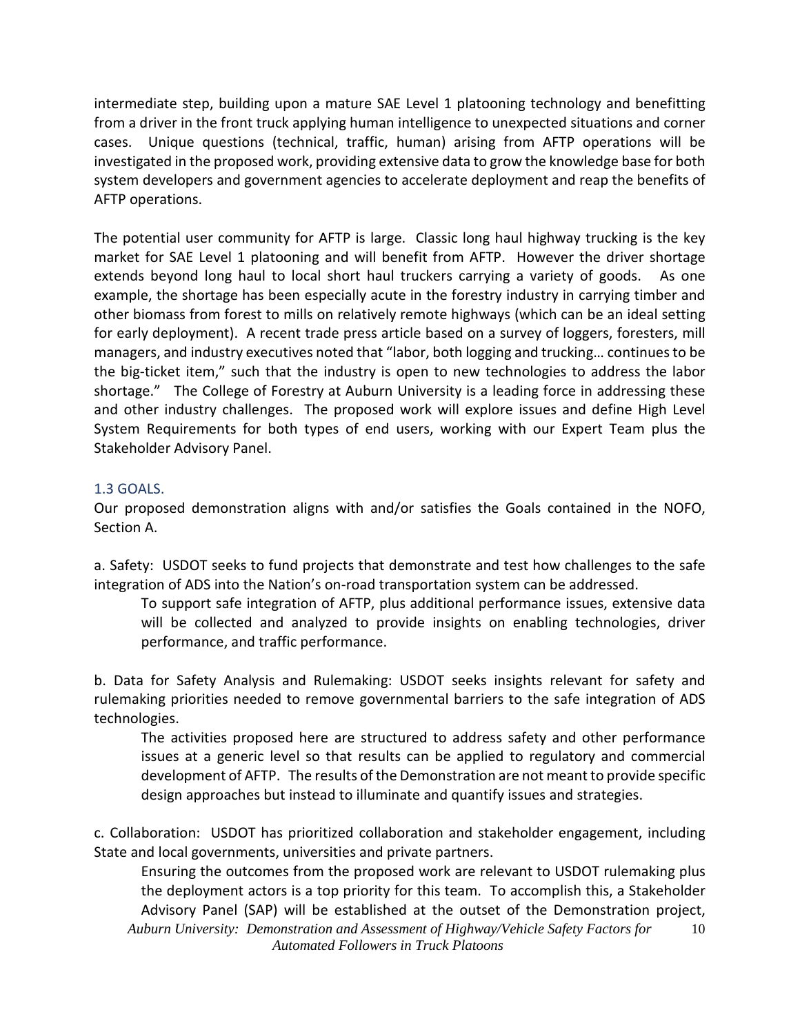intermediate step, building upon a mature SAE Level 1 platooning technology and benefitting from a driver in the front truck applying human intelligence to unexpected situations and corner cases. Unique questions (technical, traffic, human) arising from AFTP operations will be investigated in the proposed work, providing extensive data to grow the knowledge base for both system developers and government agencies to accelerate deployment and reap the benefits of AFTP operations.

The potential user community for AFTP is large. Classic long haul highway trucking is the key market for SAE Level 1 platooning and will benefit from AFTP. However the driver shortage extends beyond long haul to local short haul truckers carrying a variety of goods. As one example, the shortage has been especially acute in the forestry industry in carrying timber and other biomass from forest to mills on relatively remote highways (which can be an ideal setting for early deployment). A recent trade press article based on a survey of loggers, foresters, mill managers, and industry executives noted that "labor, both logging and trucking… continues to be the big-ticket item," such that the industry is open to new technologies to address the labor shortage." The College of Forestry at Auburn University is a leading force in addressing these and other industry challenges. The proposed work will explore issues and define High Level System Requirements for both types of end users, working with our Expert Team plus the Stakeholder Advisory Panel.

### 1.3 GOALS.

Our proposed demonstration aligns with and/or satisfies the Goals contained in the NOFO, Section A.

a. Safety: USDOT seeks to fund projects that demonstrate and test how challenges to the safe integration of ADS into the Nation's on-road transportation system can be addressed.

> To support safe integration of AFTP, plus additional performance issues, extensive data will be collected and analyzed to provide insights on enabling technologies, driver performance, and traffic performance.

b. Data for Safety Analysis and Rulemaking: USDOT seeks insights relevant for safety and rulemaking priorities needed to remove governmental barriers to the safe integration of ADS technologies.

> The activities proposed here are structured to address safety and other performance issues at a generic level so that results can be applied to regulatory and commercial development of AFTP. The results of the Demonstration are not meant to provide specific design approaches but instead to illuminate and quantify issues and strategies.

c. Collaboration: USDOT has prioritized collaboration and stakeholder engagement, including State and local governments, universities and private partners.

> Ensuring the outcomes from the proposed work are relevant to USDOT rulemaking plus the deployment actors is a top priority for this team. To accomplish this, a Stakeholder Advisory Panel (SAP) will be established at the outset of the Demonstration project,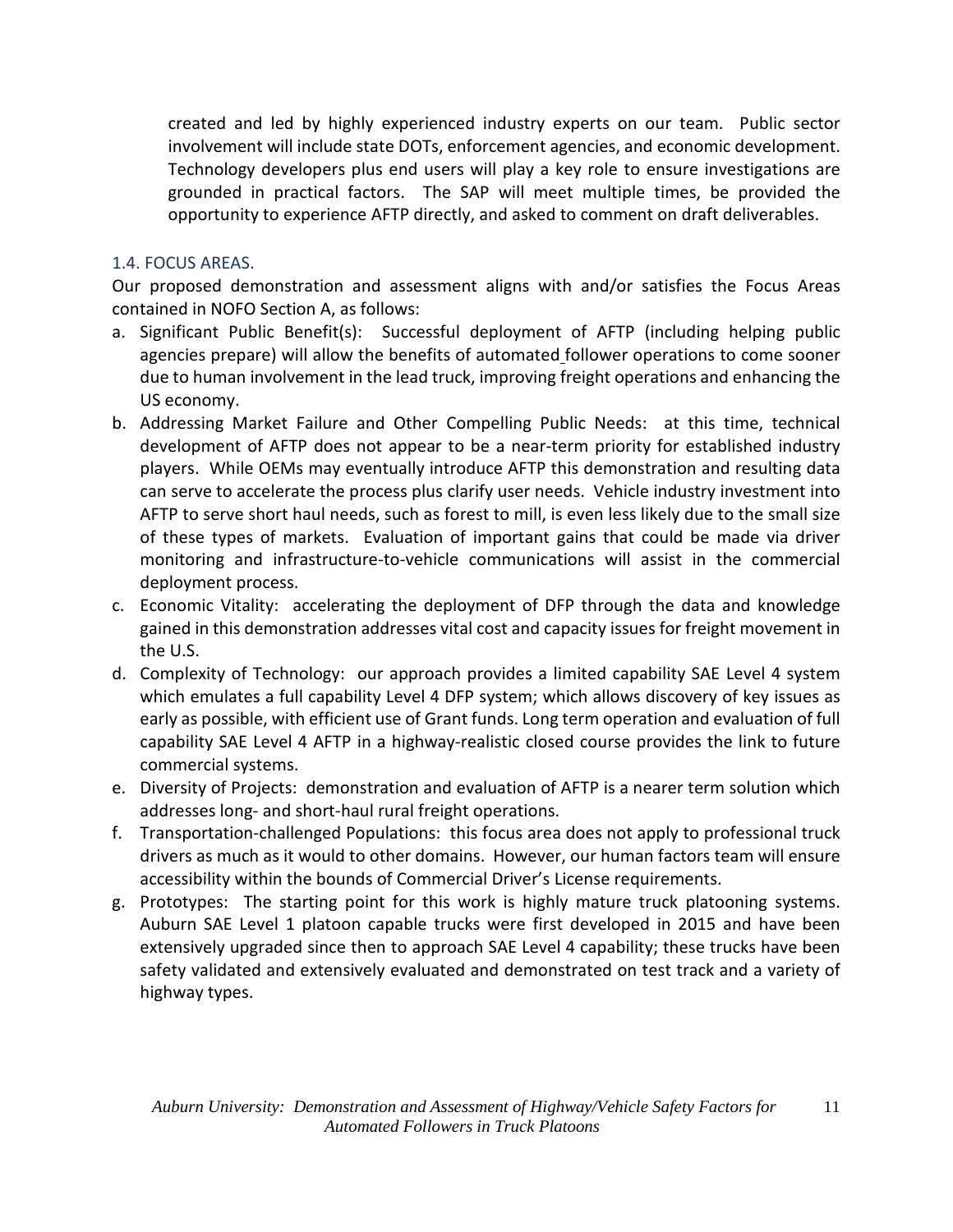created and led by highly experienced industry experts on our team. Public sector involvement will include state DOTs, enforcement agencies, and economic development. Technology developers plus end users will play a key role to ensure investigations are grounded in practical factors. The SAP will meet multiple times, be provided the opportunity to experience AFTP directly, and asked to comment on draft deliverables.

### 1.4. FOCUS AREAS.

Our proposed demonstration and assessment aligns with and/or satisfies the Focus Areas contained in NOFO Section A, as follows:

a. Significant Public Benefit(s): Successful deployment of AFTP (including helping public agencies prepare) will allow the benefits of automated follower operations to come sooner due to human involvement in the lead truck, improving freight operations and enhancing the US economy.
b. Addressing Market Failure and Other Compelling Public Needs: at this time, technical development of AFTP does not appear to be a near-term priority for established industry players. While OEMs may eventually introduce AFTP this demonstration and resulting data can serve to accelerate the process plus clarify user needs. Vehicle industry investment into AFTP to serve short haul needs, such as forest to mill, is even less likely due to the small size of these types of markets. Evaluation of important gains that could be made via driver monitoring and infrastructure-to-vehicle communications will assist in the commercial deployment process.
c. Economic Vitality: accelerating the deployment of DFP through the data and knowledge gained in this demonstration addresses vital cost and capacity issues for freight movement in the U.S.
d. Complexity of Technology: our approach provides a limited capability SAE Level 4 system which emulates a full capability Level 4 DFP system; which allows discovery of key issues as early as possible, with efficient use of Grant funds. Long term operation and evaluation of full capability SAE Level 4 AFTP in a highway-realistic closed course provides the link to future commercial systems.
e. Diversity of Projects: demonstration and evaluation of AFTP is a nearer term solution which addresses long- and short-haul rural freight operations.
f. Transportation-challenged Populations: this focus area does not apply to professional truck drivers as much as it would to other domains. However, our human factors team will ensure accessibility within the bounds of Commercial Driver's License requirements.
g. Prototypes: The starting point for this work is highly mature truck platooning systems. Auburn SAE Level 1 platoon capable trucks were first developed in 2015 and have been extensively upgraded since then to approach SAE Level 4 capability; these trucks have been safety validated and extensively evaluated and demonstrated on test track and a variety of highway types.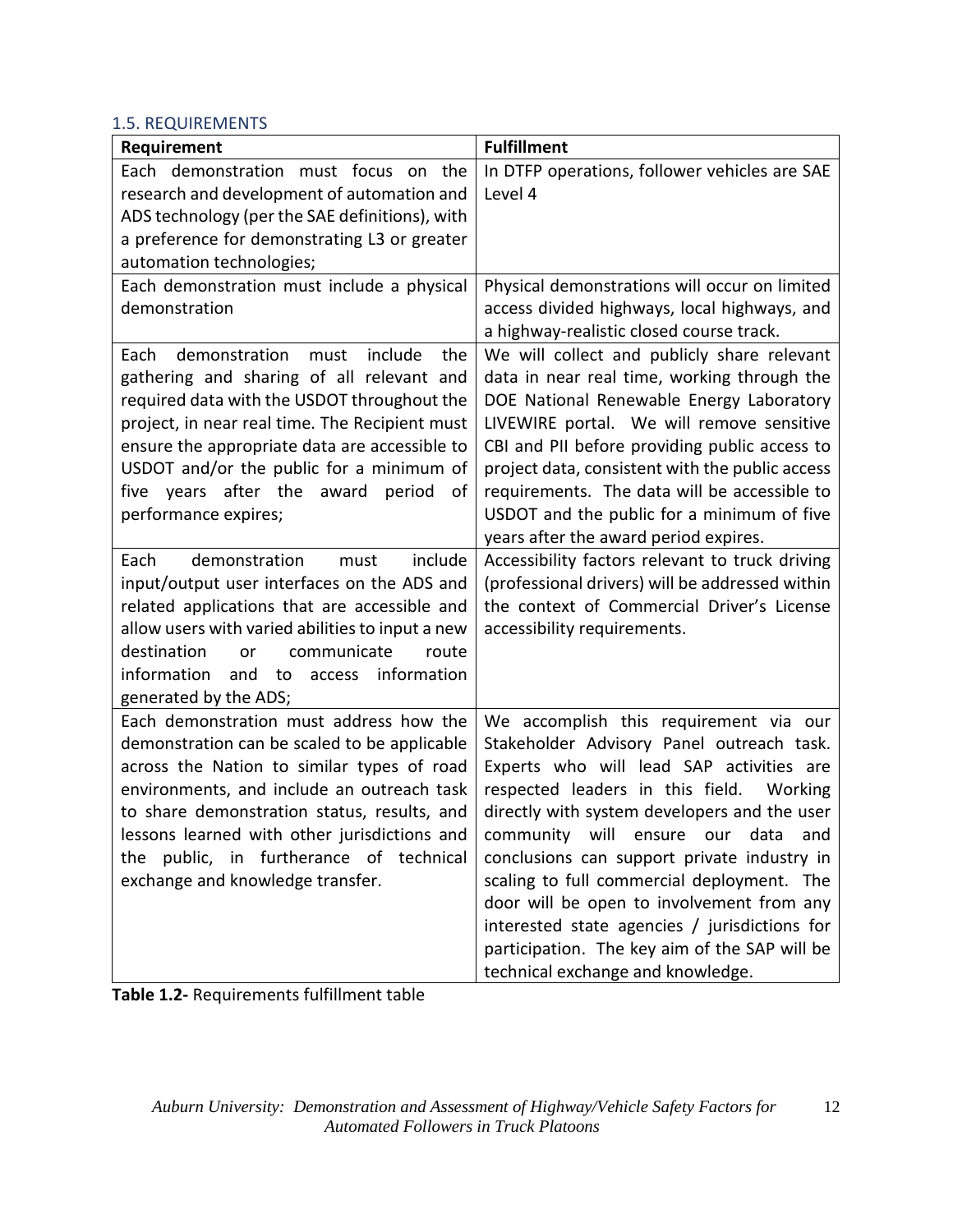## 1.5. REQUIREMENTS

| Requirement | Fulfillment |
|---|---|
| Each demonstration must focus on the research and development of automation and ADS technology (per the SAE definitions), with a preference for demonstrating L3 or greater automation technologies; | In DTFP operations, follower vehicles are SAE Level 4 |
| Each demonstration must include a physical demonstration | Physical demonstrations will occur on limited access divided highways, local highways, and a highway-realistic closed course track. |
| Each demonstration must include the gathering and sharing of all relevant and required data with the USDOT throughout the project, in near real time. The Recipient must ensure the appropriate data are accessible to USDOT and/or the public for a minimum of five years after the award period of performance expires; | We will collect and publicly share relevant data in near real time, working through the DOE National Renewable Energy Laboratory LIVEWIRE portal. We will remove sensitive CBI and PII before providing public access to project data, consistent with the public access requirements. The data will be accessible to USDOT and the public for a minimum of five years after the award period expires. |
| Each demonstration must include input/output user interfaces on the ADS and related applications that are accessible and allow users with varied abilities to input a new destination or communicate route information and to access information generated by the ADS; | Accessibility factors relevant to truck driving (professional drivers) will be addressed within the context of Commercial Driver's License accessibility requirements. |
| Each demonstration must address how the demonstration can be scaled to be applicable across the Nation to similar types of road environments, and include an outreach task to share demonstration status, results, and lessons learned with other jurisdictions and the public, in furtherance of technical exchange and knowledge transfer. | We accomplish this requirement via our Stakeholder Advisory Panel outreach task. Experts who will lead SAP activities are respected leaders in this field. Working directly with system developers and the user community will ensure our data and conclusions can support private industry in scaling to full commercial deployment. The door will be open to involvement from any interested state agencies / jurisdictions for participation. The key aim of the SAP will be technical exchange and knowledge. |

**Table 1.2-** Requirements fulfillment table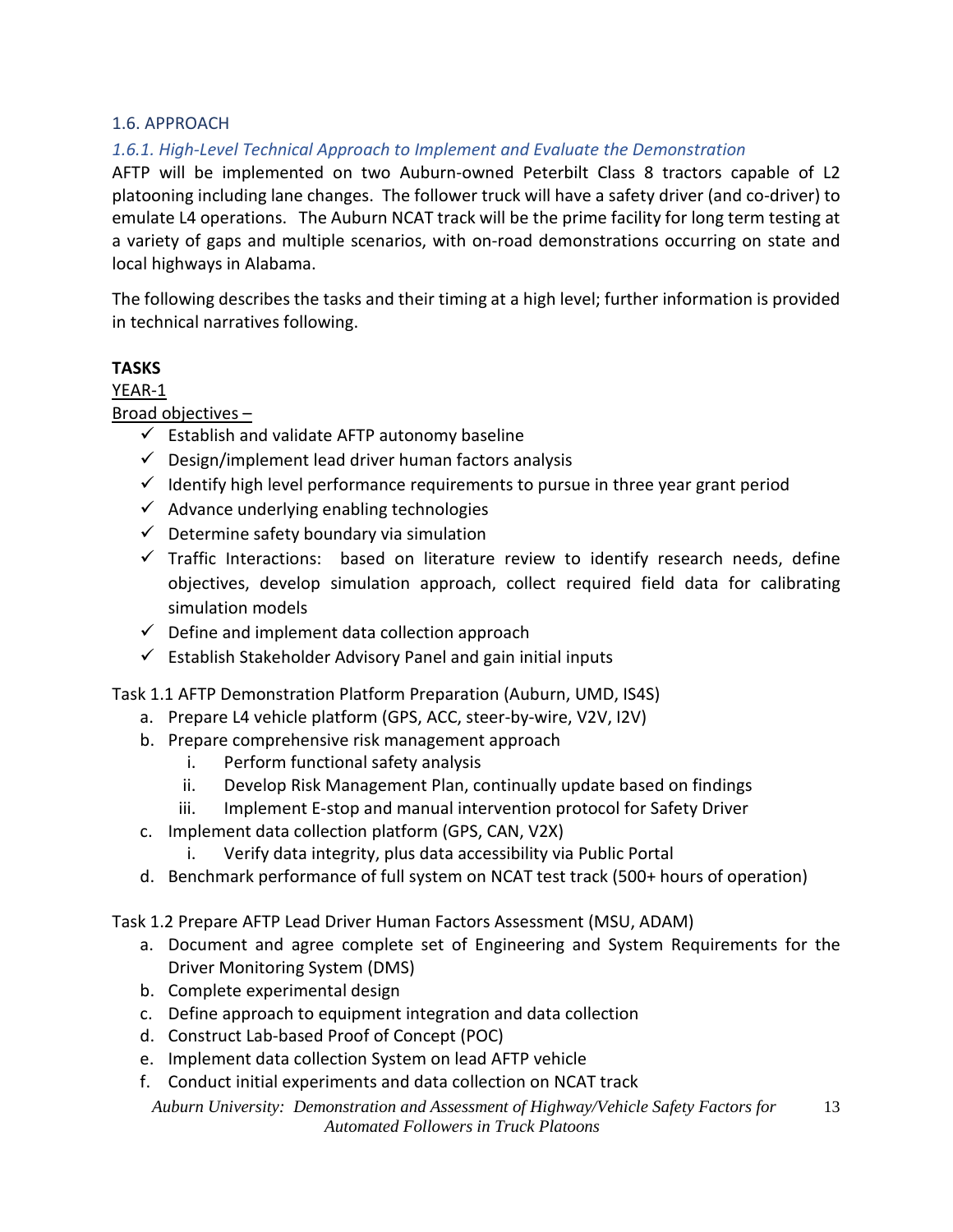## 1.6. APPROACH

### *1.6.1. High-Level Technical Approach to Implement and Evaluate the Demonstration*

AFTP will be implemented on two Auburn-owned Peterbilt Class 8 tractors capable of L2 platooning including lane changes. The follower truck will have a safety driver (and co-driver) to emulate L4 operations. The Auburn NCAT track will be the prime facility for long term testing at a variety of gaps and multiple scenarios, with on-road demonstrations occurring on state and local highways in Alabama.

The following describes the tasks and their timing at a high level; further information is provided in technical narratives following.

**TASKS**

<u>YEAR-1</u>

<u>Broad objectives –</u>

- ✓ Establish and validate AFTP autonomy baseline
- ✓ Design/implement lead driver human factors analysis
- ✓ Identify high level performance requirements to pursue in three year grant period
- ✓ Advance underlying enabling technologies
- ✓ Determine safety boundary via simulation
- ✓ Traffic Interactions: based on literature review to identify research needs, define objectives, develop simulation approach, collect required field data for calibrating simulation models
- ✓ Define and implement data collection approach
- ✓ Establish Stakeholder Advisory Panel and gain initial inputs

Task 1.1 AFTP Demonstration Platform Preparation (Auburn, UMD, IS4S)

a. Prepare L4 vehicle platform (GPS, ACC, steer-by-wire, V2V, I2V)
b. Prepare comprehensive risk management approach
   i. Perform functional safety analysis
   ii. Develop Risk Management Plan, continually update based on findings
   iii. Implement E-stop and manual intervention protocol for Safety Driver
c. Implement data collection platform (GPS, CAN, V2X)
   i. Verify data integrity, plus data accessibility via Public Portal
d. Benchmark performance of full system on NCAT test track (500+ hours of operation)

Task 1.2 Prepare AFTP Lead Driver Human Factors Assessment (MSU, ADAM)

a. Document and agree complete set of Engineering and System Requirements for the Driver Monitoring System (DMS)
b. Complete experimental design
c. Define approach to equipment integration and data collection
d. Construct Lab-based Proof of Concept (POC)
e. Implement data collection System on lead AFTP vehicle
f. Conduct initial experiments and data collection on NCAT track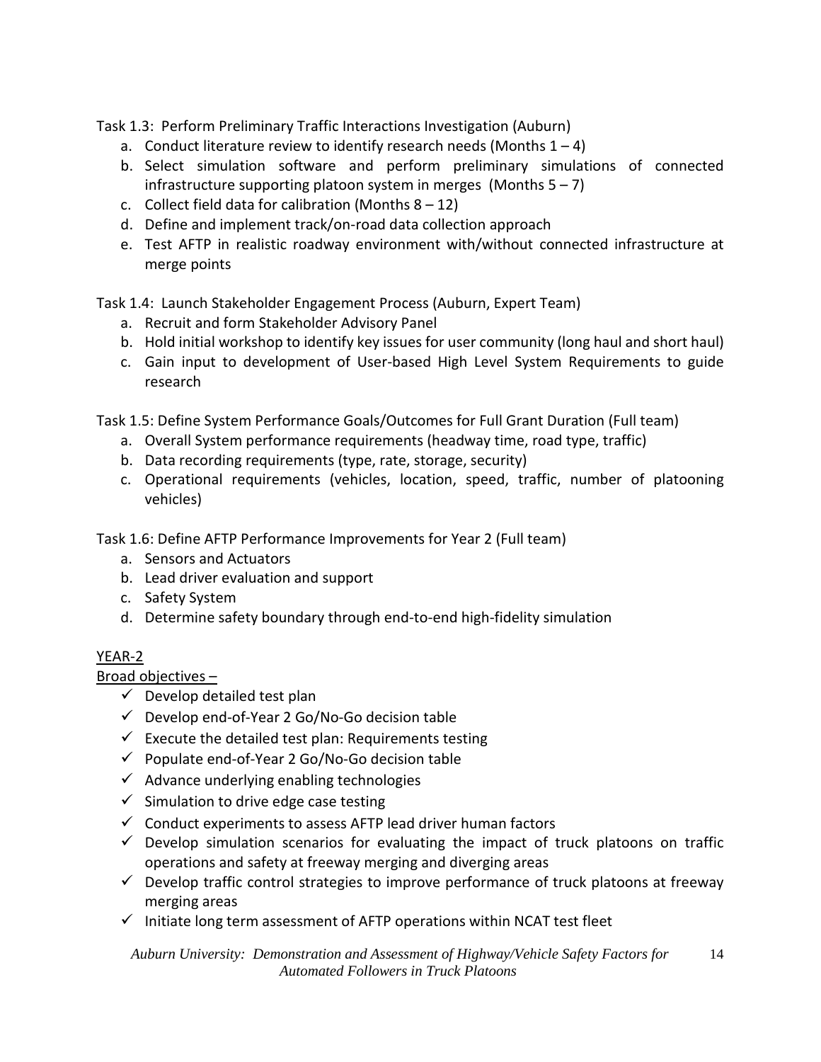Task 1.3: Perform Preliminary Traffic Interactions Investigation (Auburn)

a. Conduct literature review to identify research needs (Months 1 – 4)
b. Select simulation software and perform preliminary simulations of connected infrastructure supporting platoon system in merges (Months 5 – 7)
c. Collect field data for calibration (Months 8 – 12)
d. Define and implement track/on-road data collection approach
e. Test AFTP in realistic roadway environment with/without connected infrastructure at merge points

Task 1.4: Launch Stakeholder Engagement Process (Auburn, Expert Team)

a. Recruit and form Stakeholder Advisory Panel
b. Hold initial workshop to identify key issues for user community (long haul and short haul)
c. Gain input to development of User-based High Level System Requirements to guide research

Task 1.5: Define System Performance Goals/Outcomes for Full Grant Duration (Full team)

a. Overall System performance requirements (headway time, road type, traffic)
b. Data recording requirements (type, rate, storage, security)
c. Operational requirements (vehicles, location, speed, traffic, number of platooning vehicles)

Task 1.6: Define AFTP Performance Improvements for Year 2 (Full team)

a. Sensors and Actuators
b. Lead driver evaluation and support
c. Safety System
d. Determine safety boundary through end-to-end high-fidelity simulation

<u>YEAR-2</u>

<u>Broad objectives –</u>

- ✓ Develop detailed test plan
- ✓ Develop end-of-Year 2 Go/No-Go decision table
- ✓ Execute the detailed test plan: Requirements testing
- ✓ Populate end-of-Year 2 Go/No-Go decision table
- ✓ Advance underlying enabling technologies
- ✓ Simulation to drive edge case testing
- ✓ Conduct experiments to assess AFTP lead driver human factors
- ✓ Develop simulation scenarios for evaluating the impact of truck platoons on traffic operations and safety at freeway merging and diverging areas
- ✓ Develop traffic control strategies to improve performance of truck platoons at freeway merging areas
- ✓ Initiate long term assessment of AFTP operations within NCAT test fleet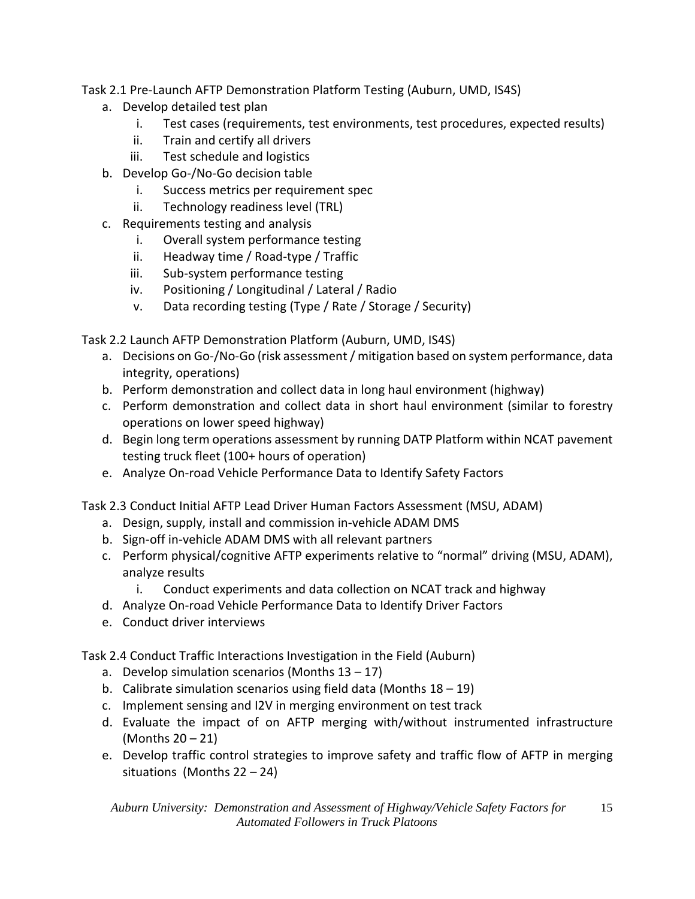Task 2.1 Pre-Launch AFTP Demonstration Platform Testing (Auburn, UMD, IS4S)

a. Develop detailed test plan
   i. Test cases (requirements, test environments, test procedures, expected results)
   ii. Train and certify all drivers
   iii. Test schedule and logistics
b. Develop Go-/No-Go decision table
   i. Success metrics per requirement spec
   ii. Technology readiness level (TRL)
c. Requirements testing and analysis
   i. Overall system performance testing
   ii. Headway time / Road-type / Traffic
   iii. Sub-system performance testing
   iv. Positioning / Longitudinal / Lateral / Radio
   v. Data recording testing (Type / Rate / Storage / Security)

Task 2.2 Launch AFTP Demonstration Platform (Auburn, UMD, IS4S)

a. Decisions on Go-/No-Go (risk assessment / mitigation based on system performance, data integrity, operations)
b. Perform demonstration and collect data in long haul environment (highway)
c. Perform demonstration and collect data in short haul environment (similar to forestry operations on lower speed highway)
d. Begin long term operations assessment by running DATP Platform within NCAT pavement testing truck fleet (100+ hours of operation)
e. Analyze On-road Vehicle Performance Data to Identify Safety Factors

Task 2.3 Conduct Initial AFTP Lead Driver Human Factors Assessment (MSU, ADAM)

a. Design, supply, install and commission in-vehicle ADAM DMS
b. Sign-off in-vehicle ADAM DMS with all relevant partners
c. Perform physical/cognitive AFTP experiments relative to “normal” driving (MSU, ADAM), analyze results
   i. Conduct experiments and data collection on NCAT track and highway
d. Analyze On-road Vehicle Performance Data to Identify Driver Factors
e. Conduct driver interviews

Task 2.4 Conduct Traffic Interactions Investigation in the Field (Auburn)

a. Develop simulation scenarios (Months 13 – 17)
b. Calibrate simulation scenarios using field data (Months 18 – 19)
c. Implement sensing and I2V in merging environment on test track
d. Evaluate the impact of on AFTP merging with/without instrumented infrastructure (Months 20 – 21)
e. Develop traffic control strategies to improve safety and traffic flow of AFTP in merging situations (Months 22 – 24)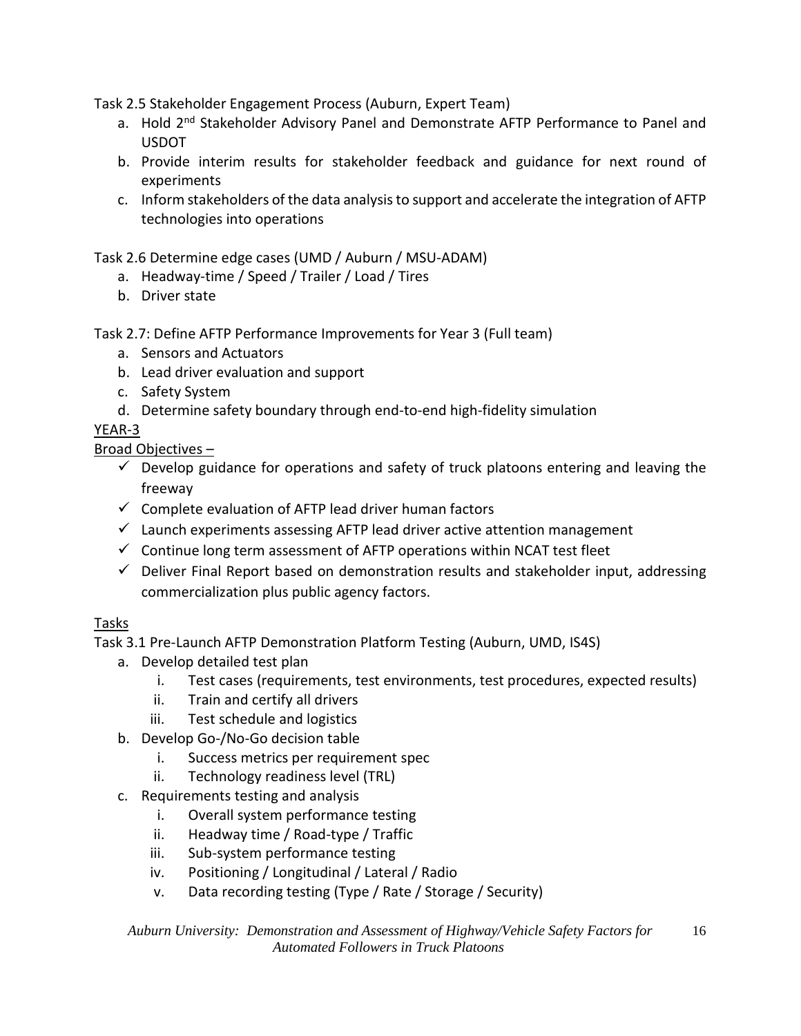Task 2.5 Stakeholder Engagement Process (Auburn, Expert Team)

a. Hold 2nd Stakeholder Advisory Panel and Demonstrate AFTP Performance to Panel and USDOT
b. Provide interim results for stakeholder feedback and guidance for next round of experiments
c. Inform stakeholders of the data analysis to support and accelerate the integration of AFTP technologies into operations

Task 2.6 Determine edge cases (UMD / Auburn / MSU-ADAM)

a. Headway-time / Speed / Trailer / Load / Tires
b. Driver state

Task 2.7: Define AFTP Performance Improvements for Year 3 (Full team)

a. Sensors and Actuators
b. Lead driver evaluation and support
c. Safety System
d. Determine safety boundary through end-to-end high-fidelity simulation

<u>YEAR-3</u>

<u>Broad Objectives –</u>

- ✓ Develop guidance for operations and safety of truck platoons entering and leaving the freeway
- ✓ Complete evaluation of AFTP lead driver human factors
- ✓ Launch experiments assessing AFTP lead driver active attention management
- ✓ Continue long term assessment of AFTP operations within NCAT test fleet
- ✓ Deliver Final Report based on demonstration results and stakeholder input, addressing commercialization plus public agency factors.

<u>Tasks</u>

Task 3.1 Pre-Launch AFTP Demonstration Platform Testing (Auburn, UMD, IS4S)

a. Develop detailed test plan
   i. Test cases (requirements, test environments, test procedures, expected results)
   ii. Train and certify all drivers
   iii. Test schedule and logistics
b. Develop Go-/No-Go decision table
   i. Success metrics per requirement spec
   ii. Technology readiness level (TRL)
c. Requirements testing and analysis
   i. Overall system performance testing
   ii. Headway time / Road-type / Traffic
   iii. Sub-system performance testing
   iv. Positioning / Longitudinal / Lateral / Radio
   v. Data recording testing (Type / Rate / Storage / Security)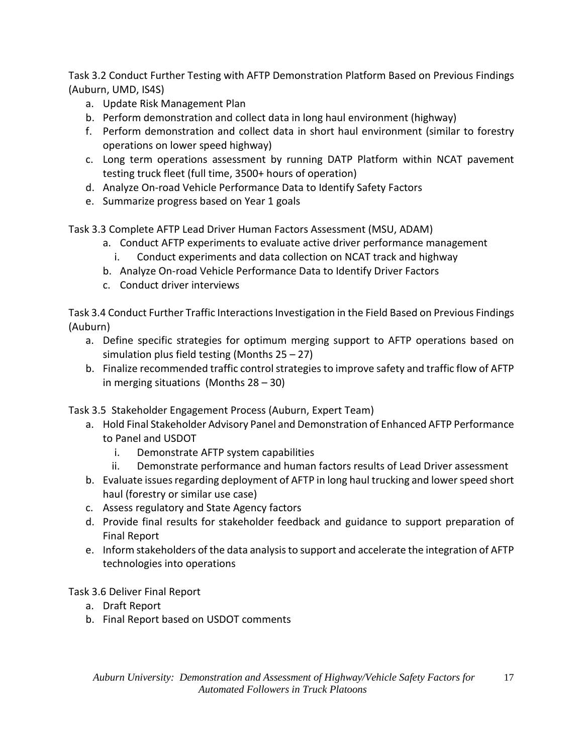Task 3.2 Conduct Further Testing with AFTP Demonstration Platform Based on Previous Findings (Auburn, UMD, IS4S)

a. Update Risk Management Plan
b. Perform demonstration and collect data in long haul environment (highway)
f. Perform demonstration and collect data in short haul environment (similar to forestry operations on lower speed highway)
c. Long term operations assessment by running DATP Platform within NCAT pavement testing truck fleet (full time, 3500+ hours of operation)
d. Analyze On-road Vehicle Performance Data to Identify Safety Factors
e. Summarize progress based on Year 1 goals

Task 3.3 Complete AFTP Lead Driver Human Factors Assessment (MSU, ADAM)

a. Conduct AFTP experiments to evaluate active driver performance management
   i. Conduct experiments and data collection on NCAT track and highway
b. Analyze On-road Vehicle Performance Data to Identify Driver Factors
c. Conduct driver interviews

Task 3.4 Conduct Further Traffic Interactions Investigation in the Field Based on Previous Findings (Auburn)

a. Define specific strategies for optimum merging support to AFTP operations based on simulation plus field testing (Months 25 – 27)
b. Finalize recommended traffic control strategies to improve safety and traffic flow of AFTP in merging situations (Months 28 – 30)

Task 3.5 Stakeholder Engagement Process (Auburn, Expert Team)

a. Hold Final Stakeholder Advisory Panel and Demonstration of Enhanced AFTP Performance to Panel and USDOT
   i. Demonstrate AFTP system capabilities
   ii. Demonstrate performance and human factors results of Lead Driver assessment
b. Evaluate issues regarding deployment of AFTP in long haul trucking and lower speed short haul (forestry or similar use case)
c. Assess regulatory and State Agency factors
d. Provide final results for stakeholder feedback and guidance to support preparation of Final Report
e. Inform stakeholders of the data analysis to support and accelerate the integration of AFTP technologies into operations

Task 3.6 Deliver Final Report

a. Draft Report
b. Final Report based on USDOT comments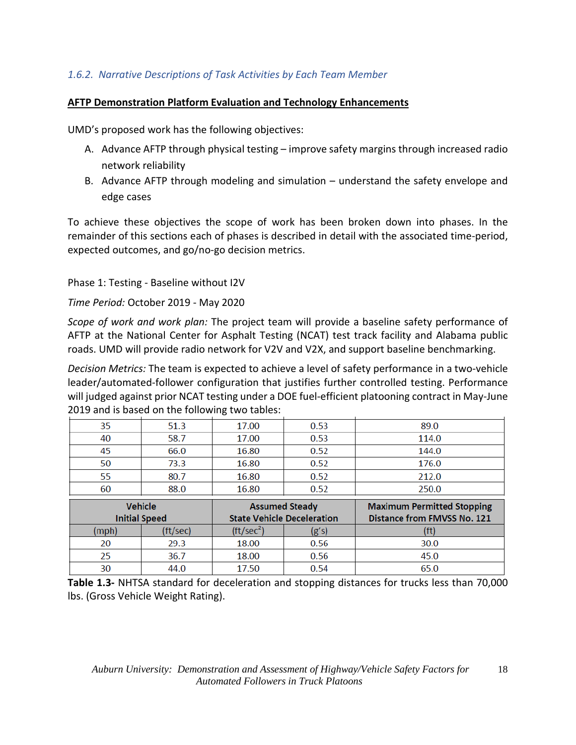### *1.6.2. Narrative Descriptions of Task Activities by Each Team Member*

**AFTP Demonstration Platform Evaluation and Technology Enhancements**

UMD's proposed work has the following objectives:

A. Advance AFTP through physical testing – improve safety margins through increased radio network reliability
B. Advance AFTP through modeling and simulation – understand the safety envelope and edge cases

To achieve these objectives the scope of work has been broken down into phases. In the remainder of this sections each of phases is described in detail with the associated time-period, expected outcomes, and go/no-go decision metrics.

Phase 1: Testing - Baseline without I2V

*Time Period:* October 2019 - May 2020

*Scope of work and work plan:* The project team will provide a baseline safety performance of AFTP at the National Center for Asphalt Testing (NCAT) test track facility and Alabama public roads. UMD will provide radio network for V2V and V2X, and support baseline benchmarking.

*Decision Metrics:* The team is expected to achieve a level of safety performance in a two-vehicle leader/automated-follower configuration that justifies further controlled testing. Performance will judged against prior NCAT testing under a DOE fuel-efficient platooning contract in May-June 2019 and is based on the following two tables:

| Vehicle Initial Speed | | Assumed Steady State Vehicle Deceleration | | Maximum Permitted Stopping Distance from FMVSS No. 121 |
|---|---|---|---|---|
| (mph) | (ft/sec) | (ft/sec$^2$) | (g's) | (ft) |
| 20 | 29.3 | 18.00 | 0.56 | 30.0 |
| 25 | 36.7 | 18.00 | 0.56 | 45.0 |
| 30 | 44.0 | 17.50 | 0.54 | 65.0 |
| 35 | 51.3 | 17.00 | 0.53 | 89.0 |
| 40 | 58.7 | 17.00 | 0.53 | 114.0 |
| 45 | 66.0 | 16.80 | 0.52 | 144.0 |
| 50 | 73.3 | 16.80 | 0.52 | 176.0 |
| 55 | 80.7 | 16.80 | 0.52 | 212.0 |
| 60 | 88.0 | 16.80 | 0.52 | 250.0 |

**Table 1.3-** NHTSA standard for deceleration and stopping distances for trucks less than 70,000 lbs. (Gross Vehicle Weight Rating).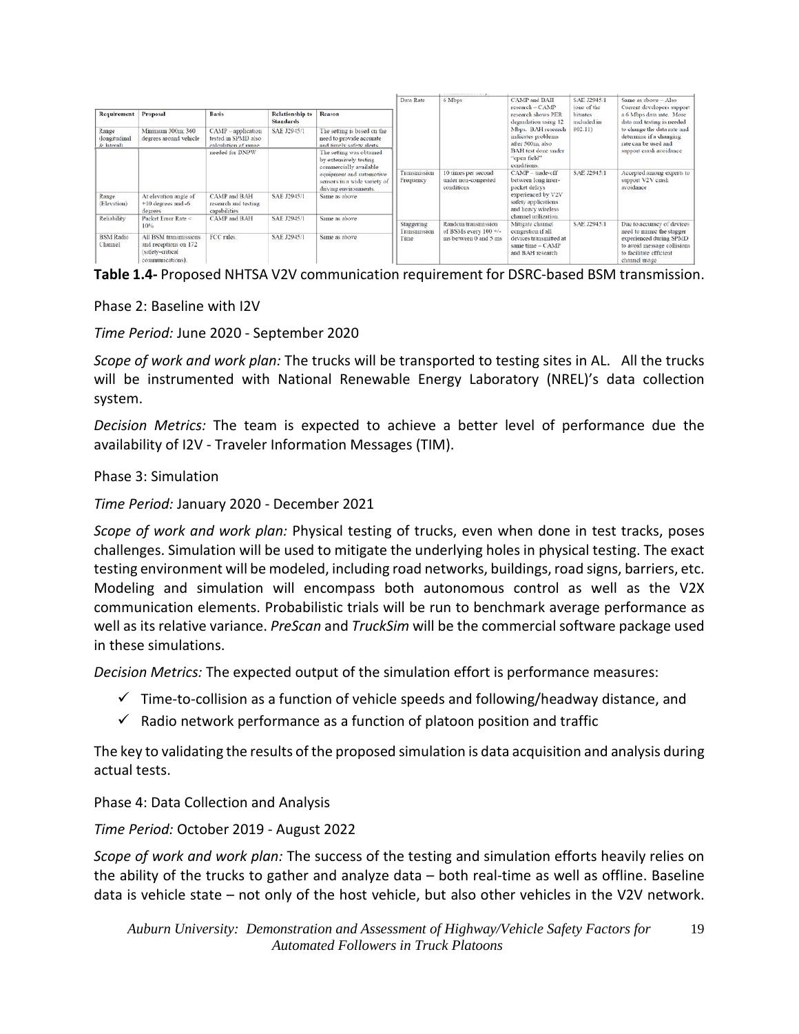| Requirement | Proposal | Basis | Relationship to Standards | Reason |
|---|---|---|---|---|
| Range (longitudinal & lateral) | Minimum 300m; 360 degrees around vehicle | CAMP – application tested in SPMD also calculation of range needed for DNPW | SAE J2945/1 | The setting is based on the need to provide accurate and timely safety alerts. The setting was obtained by extensively testing commercially available equipment and automotive sensors in a wide variety of driving environments. |
| Range (Elevation) | At elevation angle of +10 degrees and -6 degrees | CAMP and BAH research and testing capabilities | SAE J2945/1 | Same as above |
| Reliability | Packet Error Rate < 10% | CAMP and BAH | SAE J2945/1 | Same as above |
| BSM Radio Channel | All BSM transmissions and receptions on 172 (safety-critical communications). | FCC rules. | SAE J2945/1 | Same as above |
| Data Rate | 6 Mbps | CAMP and BAH research – CAMP research shows PER degradation using 12 Mbps. BAH research indicates problems after 500m, also BAH test done under "open field" conditions. | SAE J2945/1 (one of the bitrates included in 802.11) | Same as above – Also Current developers support a 6 Mbps data rate. More data and testing is needed to change the data rate and determine if a changing rate can be used and support crash avoidance |
| Transmission Frequency | 10 times per second under non-congested conditions | CAMP – trade-off between long inter-packet delays experienced by V2V safety applications and heavy wireless channel utilization. | SAE J2945/1 | Accepted among experts to support V2V crash avoidance |
| Staggering Transmission Time | Random transmission of BSMs every 100 +/- ms between 0 and 5 ms | Mitigate channel congestion if all devices transmitted at same time – CAMP and BAH research | SAE J2945/1 | Due to accuracy of devices need to mimic the stagger experienced during SPMD to avoid message collisions to facilitate efficient channel usage |

**Table 1.4-** Proposed NHTSA V2V communication requirement for DSRC-based BSM transmission.

Phase 2: Baseline with I2V

*Time Period:* June 2020 - September 2020

*Scope of work and work plan:* The trucks will be transported to testing sites in AL. All the trucks will be instrumented with National Renewable Energy Laboratory (NREL)'s data collection system.

*Decision Metrics:* The team is expected to achieve a better level of performance due the availability of I2V - Traveler Information Messages (TIM).

Phase 3: Simulation

*Time Period:* January 2020 - December 2021

*Scope of work and work plan:* Physical testing of trucks, even when done in test tracks, poses challenges. Simulation will be used to mitigate the underlying holes in physical testing. The exact testing environment will be modeled, including road networks, buildings, road signs, barriers, etc. Modeling and simulation will encompass both autonomous control as well as the V2X communication elements. Probabilistic trials will be run to benchmark average performance as well as its relative variance. *PreScan* and *TruckSim* will be the commercial software package used in these simulations.

*Decision Metrics:* The expected output of the simulation effort is performance measures:

- ✓ Time-to-collision as a function of vehicle speeds and following/headway distance, and
- ✓ Radio network performance as a function of platoon position and traffic

The key to validating the results of the proposed simulation is data acquisition and analysis during actual tests.

Phase 4: Data Collection and Analysis

*Time Period:* October 2019 - August 2022

*Scope of work and work plan:* The success of the testing and simulation efforts heavily relies on the ability of the trucks to gather and analyze data – both real-time as well as offline. Baseline data is vehicle state – not only of the host vehicle, but also other vehicles in the V2V network.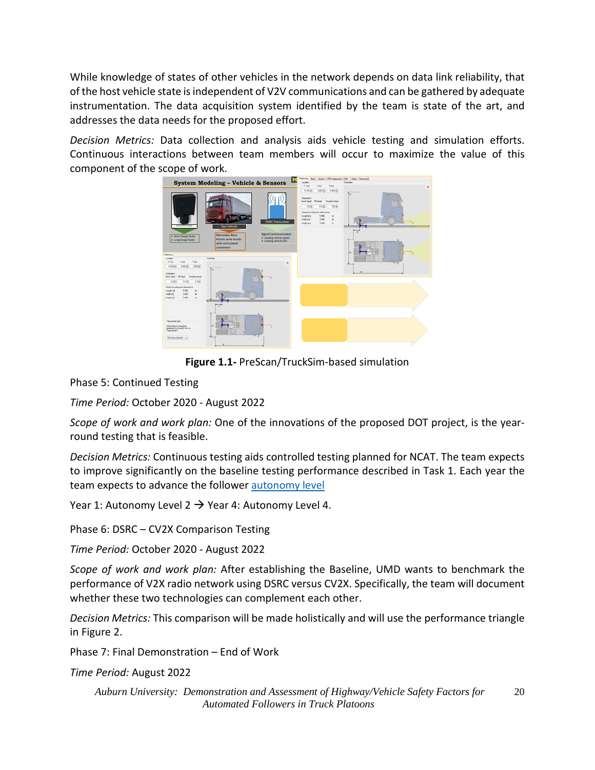While knowledge of states of other vehicles in the network depends on data link reliability, that of the host vehicle state is independent of V2V communications and can be gathered by adequate instrumentation. The data acquisition system identified by the team is state of the art, and addresses the data needs for the proposed effort.

*Decision Metrics:* Data collection and analysis aids vehicle testing and simulation efforts. Continuous interactions between team members will occur to maximize the value of this component of the scope of work.

**Figure 1.1-** PreScan/TruckSim-based simulation

Phase 5: Continued Testing

*Time Period:* October 2020 - August 2022

*Scope of work and work plan:* One of the innovations of the proposed DOT project, is the year-round testing that is feasible.

*Decision Metrics:* Continuous testing aids controlled testing planned for NCAT. The team expects to improve significantly on the baseline testing performance described in Task 1. Each year the team expects to advance the follower autonomy level

Year 1: Autonomy Level 2 → Year 4: Autonomy Level 4.

Phase 6: DSRC – CV2X Comparison Testing

*Time Period:* October 2020 - August 2022

*Scope of work and work plan:* After establishing the Baseline, UMD wants to benchmark the performance of V2X radio network using DSRC versus CV2X. Specifically, the team will document whether these two technologies can complement each other.

*Decision Metrics:* This comparison will be made holistically and will use the performance triangle in Figure 2.

Phase 7: Final Demonstration – End of Work

*Time Period:* August 2022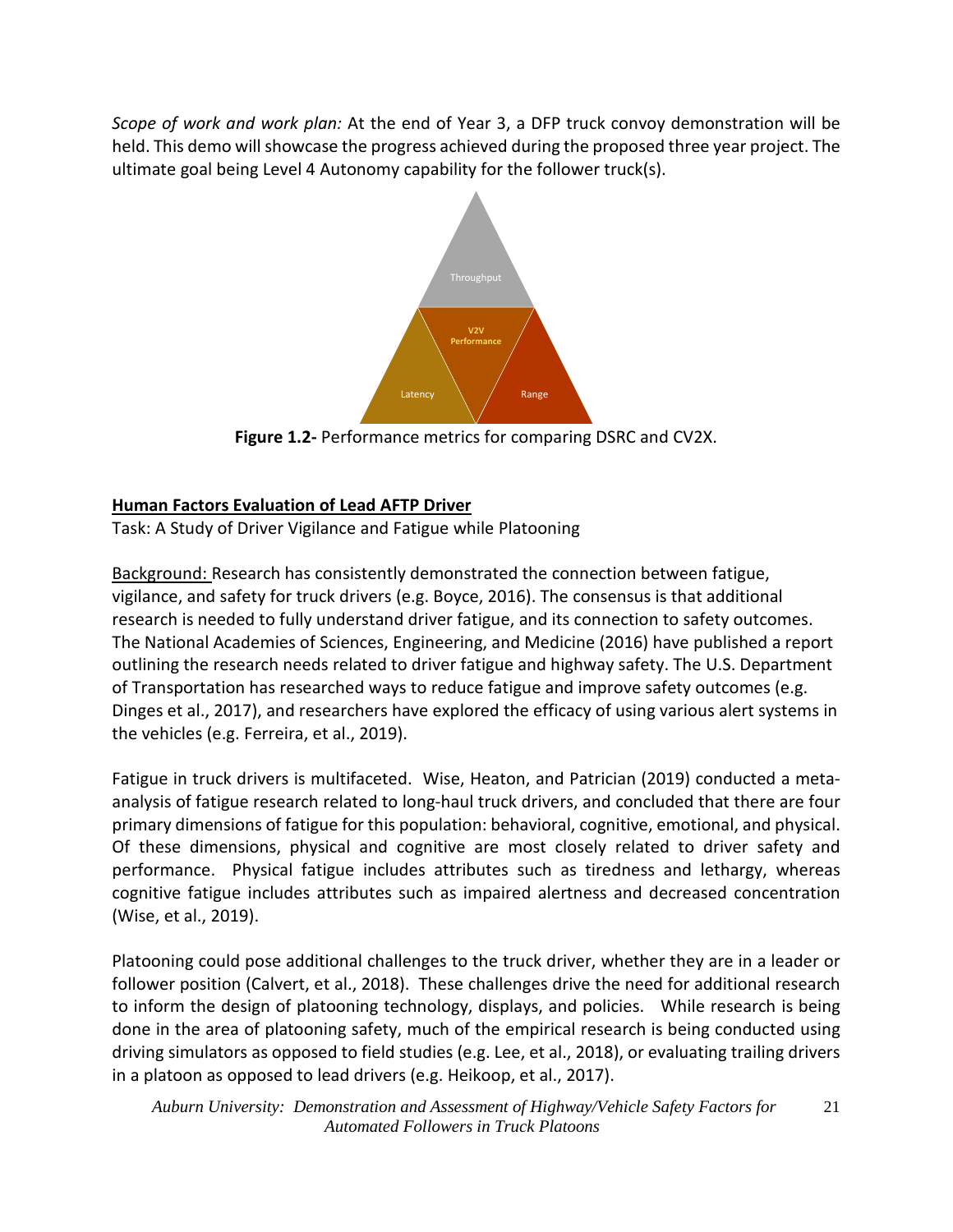*Scope of work and work plan:* At the end of Year 3, a DFP truck convoy demonstration will be held. This demo will showcase the progress achieved during the proposed three year project. The ultimate goal being Level 4 Autonomy capability for the follower truck(s).

Throughput

V2V Performance

Latency

Range

**Figure 1.2-** Performance metrics for comparing DSRC and CV2X.

**Human Factors Evaluation of Lead AFTP Driver**

Task: A Study of Driver Vigilance and Fatigue while Platooning

Background: Research has consistently demonstrated the connection between fatigue, vigilance, and safety for truck drivers (e.g. Boyce, 2016). The consensus is that additional research is needed to fully understand driver fatigue, and its connection to safety outcomes. The National Academies of Sciences, Engineering, and Medicine (2016) have published a report outlining the research needs related to driver fatigue and highway safety. The U.S. Department of Transportation has researched ways to reduce fatigue and improve safety outcomes (e.g. Dinges et al., 2017), and researchers have explored the efficacy of using various alert systems in the vehicles (e.g. Ferreira, et al., 2019).

Fatigue in truck drivers is multifaceted. Wise, Heaton, and Patrician (2019) conducted a meta-analysis of fatigue research related to long-haul truck drivers, and concluded that there are four primary dimensions of fatigue for this population: behavioral, cognitive, emotional, and physical. Of these dimensions, physical and cognitive are most closely related to driver safety and performance. Physical fatigue includes attributes such as tiredness and lethargy, whereas cognitive fatigue includes attributes such as impaired alertness and decreased concentration (Wise, et al., 2019).

Platooning could pose additional challenges to the truck driver, whether they are in a leader or follower position (Calvert, et al., 2018). These challenges drive the need for additional research to inform the design of platooning technology, displays, and policies. While research is being done in the area of platooning safety, much of the empirical research is being conducted using driving simulators as opposed to field studies (e.g. Lee, et al., 2018), or evaluating trailing drivers in a platoon as opposed to lead drivers (e.g. Heikoop, et al., 2017).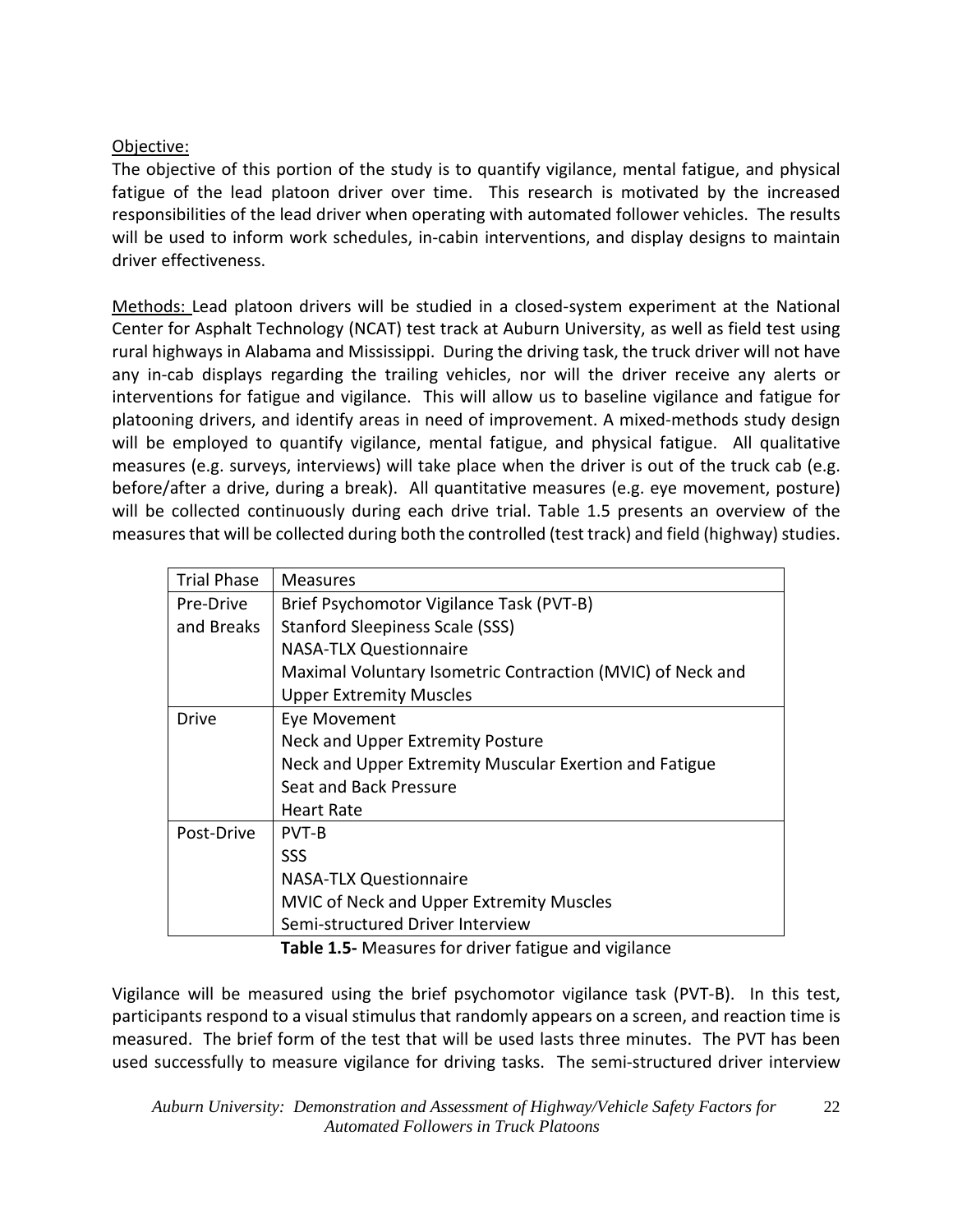Objective:

The objective of this portion of the study is to quantify vigilance, mental fatigue, and physical fatigue of the lead platoon driver over time. This research is motivated by the increased responsibilities of the lead driver when operating with automated follower vehicles. The results will be used to inform work schedules, in-cabin interventions, and display designs to maintain driver effectiveness.

Methods: Lead platoon drivers will be studied in a closed-system experiment at the National Center for Asphalt Technology (NCAT) test track at Auburn University, as well as field test using rural highways in Alabama and Mississippi. During the driving task, the truck driver will not have any in-cab displays regarding the trailing vehicles, nor will the driver receive any alerts or interventions for fatigue and vigilance. This will allow us to baseline vigilance and fatigue for platooning drivers, and identify areas in need of improvement. A mixed-methods study design will be employed to quantify vigilance, mental fatigue, and physical fatigue. All qualitative measures (e.g. surveys, interviews) will take place when the driver is out of the truck cab (e.g. before/after a drive, during a break). All quantitative measures (e.g. eye movement, posture) will be collected continuously during each drive trial. Table 1.5 presents an overview of the measures that will be collected during both the controlled (test track) and field (highway) studies.

| Trial Phase | Measures |
|---|---|
| Pre-Drive and Breaks | Brief Psychomotor Vigilance Task (PVT-B)<br>Stanford Sleepiness Scale (SSS)<br>NASA-TLX Questionnaire<br>Maximal Voluntary Isometric Contraction (MVIC) of Neck and Upper Extremity Muscles |
| Drive | Eye Movement<br>Neck and Upper Extremity Posture<br>Neck and Upper Extremity Muscular Exertion and Fatigue<br>Seat and Back Pressure<br>Heart Rate |
| Post-Drive | PVT-B<br>SSS<br>NASA-TLX Questionnaire<br>MVIC of Neck and Upper Extremity Muscles<br>Semi-structured Driver Interview |

**Table 1.5-** Measures for driver fatigue and vigilance

Vigilance will be measured using the brief psychomotor vigilance task (PVT-B). In this test, participants respond to a visual stimulus that randomly appears on a screen, and reaction time is measured. The brief form of the test that will be used lasts three minutes. The PVT has been used successfully to measure vigilance for driving tasks. The semi-structured driver interview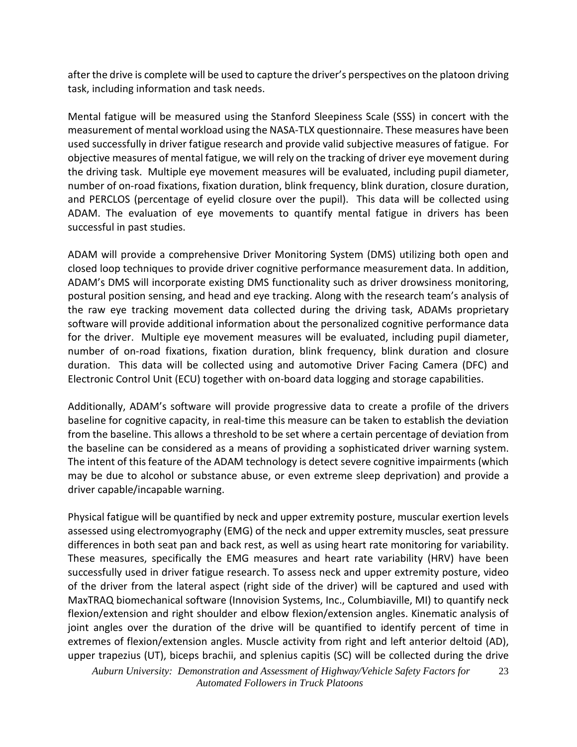after the drive is complete will be used to capture the driver's perspectives on the platoon driving task, including information and task needs.

Mental fatigue will be measured using the Stanford Sleepiness Scale (SSS) in concert with the measurement of mental workload using the NASA-TLX questionnaire. These measures have been used successfully in driver fatigue research and provide valid subjective measures of fatigue. For objective measures of mental fatigue, we will rely on the tracking of driver eye movement during the driving task. Multiple eye movement measures will be evaluated, including pupil diameter, number of on-road fixations, fixation duration, blink frequency, blink duration, closure duration, and PERCLOS (percentage of eyelid closure over the pupil). This data will be collected using ADAM. The evaluation of eye movements to quantify mental fatigue in drivers has been successful in past studies.

ADAM will provide a comprehensive Driver Monitoring System (DMS) utilizing both open and closed loop techniques to provide driver cognitive performance measurement data. In addition, ADAM's DMS will incorporate existing DMS functionality such as driver drowsiness monitoring, postural position sensing, and head and eye tracking. Along with the research team's analysis of the raw eye tracking movement data collected during the driving task, ADAMs proprietary software will provide additional information about the personalized cognitive performance data for the driver. Multiple eye movement measures will be evaluated, including pupil diameter, number of on-road fixations, fixation duration, blink frequency, blink duration and closure duration. This data will be collected using and automotive Driver Facing Camera (DFC) and Electronic Control Unit (ECU) together with on-board data logging and storage capabilities.

Additionally, ADAM's software will provide progressive data to create a profile of the drivers baseline for cognitive capacity, in real-time this measure can be taken to establish the deviation from the baseline. This allows a threshold to be set where a certain percentage of deviation from the baseline can be considered as a means of providing a sophisticated driver warning system. The intent of this feature of the ADAM technology is detect severe cognitive impairments (which may be due to alcohol or substance abuse, or even extreme sleep deprivation) and provide a driver capable/incapable warning.

Physical fatigue will be quantified by neck and upper extremity posture, muscular exertion levels assessed using electromyography (EMG) of the neck and upper extremity muscles, seat pressure differences in both seat pan and back rest, as well as using heart rate monitoring for variability. These measures, specifically the EMG measures and heart rate variability (HRV) have been successfully used in driver fatigue research. To assess neck and upper extremity posture, video of the driver from the lateral aspect (right side of the driver) will be captured and used with MaxTRAQ biomechanical software (Innovision Systems, Inc., Columbiaville, MI) to quantify neck flexion/extension and right shoulder and elbow flexion/extension angles. Kinematic analysis of joint angles over the duration of the drive will be quantified to identify percent of time in extremes of flexion/extension angles. Muscle activity from right and left anterior deltoid (AD), upper trapezius (UT), biceps brachii, and splenius capitis (SC) will be collected during the drive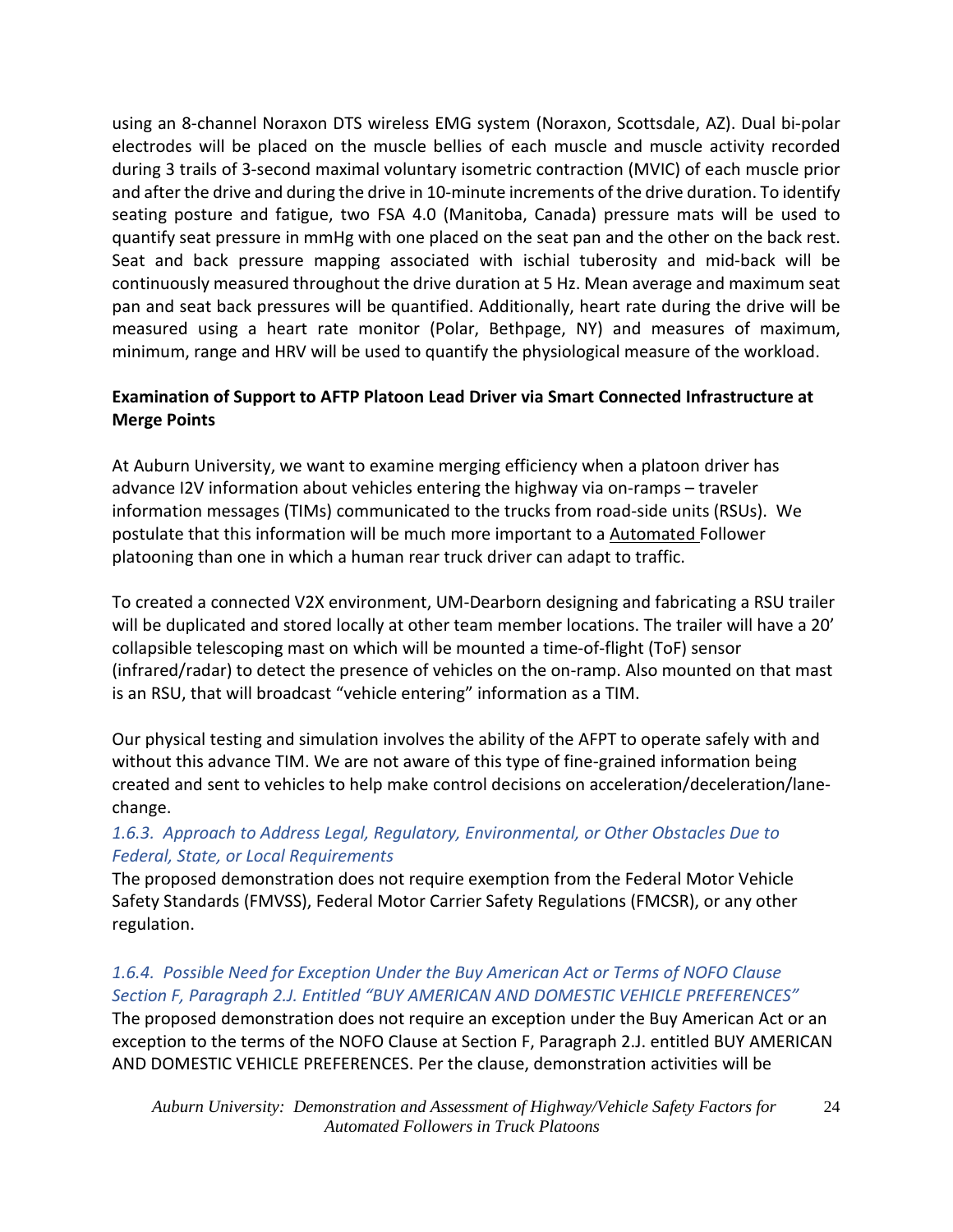using an 8-channel Noraxon DTS wireless EMG system (Noraxon, Scottsdale, AZ). Dual bi-polar electrodes will be placed on the muscle bellies of each muscle and muscle activity recorded during 3 trails of 3-second maximal voluntary isometric contraction (MVIC) of each muscle prior and after the drive and during the drive in 10-minute increments of the drive duration. To identify seating posture and fatigue, two FSA 4.0 (Manitoba, Canada) pressure mats will be used to quantify seat pressure in mmHg with one placed on the seat pan and the other on the back rest. Seat and back pressure mapping associated with ischial tuberosity and mid-back will be continuously measured throughout the drive duration at 5 Hz. Mean average and maximum seat pan and seat back pressures will be quantified. Additionally, heart rate during the drive will be measured using a heart rate monitor (Polar, Bethpage, NY) and measures of maximum, minimum, range and HRV will be used to quantify the physiological measure of the workload.

**Examination of Support to AFTP Platoon Lead Driver via Smart Connected Infrastructure at Merge Points**

At Auburn University, we want to examine merging efficiency when a platoon driver has advance I2V information about vehicles entering the highway via on-ramps – traveler information messages (TIMs) communicated to the trucks from road-side units (RSUs). We postulate that this information will be much more important to a Automated Follower platooning than one in which a human rear truck driver can adapt to traffic.

To created a connected V2X environment, UM-Dearborn designing and fabricating a RSU trailer will be duplicated and stored locally at other team member locations. The trailer will have a 20' collapsible telescoping mast on which will be mounted a time-of-flight (ToF) sensor (infrared/radar) to detect the presence of vehicles on the on-ramp. Also mounted on that mast is an RSU, that will broadcast "vehicle entering" information as a TIM.

Our physical testing and simulation involves the ability of the AFPT to operate safely with and without this advance TIM. We are not aware of this type of fine-grained information being created and sent to vehicles to help make control decisions on acceleration/deceleration/lane-change.

*1.6.3. Approach to Address Legal, Regulatory, Environmental, or Other Obstacles Due to Federal, State, or Local Requirements*

The proposed demonstration does not require exemption from the Federal Motor Vehicle Safety Standards (FMVSS), Federal Motor Carrier Safety Regulations (FMCSR), or any other regulation.

*1.6.4. Possible Need for Exception Under the Buy American Act or Terms of NOFO Clause Section F, Paragraph 2.J. Entitled "BUY AMERICAN AND DOMESTIC VEHICLE PREFERENCES"*

The proposed demonstration does not require an exception under the Buy American Act or an exception to the terms of the NOFO Clause at Section F, Paragraph 2.J. entitled BUY AMERICAN AND DOMESTIC VEHICLE PREFERENCES. Per the clause, demonstration activities will be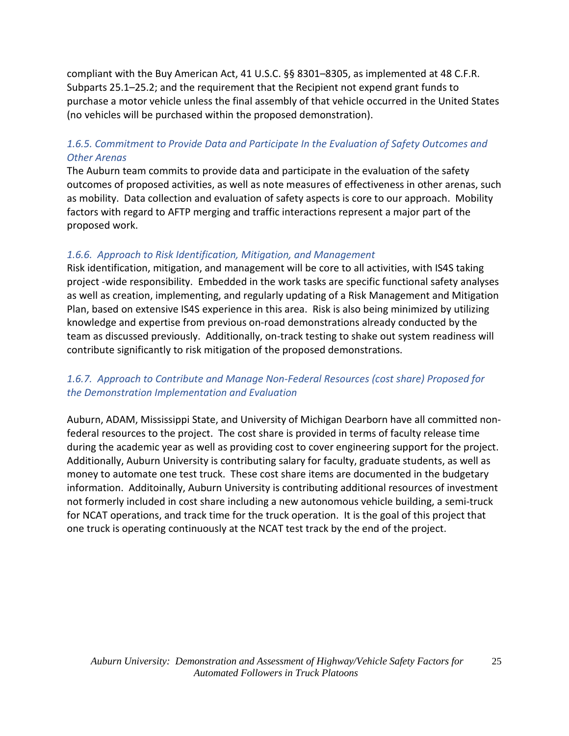compliant with the Buy American Act, 41 U.S.C. §§ 8301–8305, as implemented at 48 C.F.R. Subparts 25.1–25.2; and the requirement that the Recipient not expend grant funds to purchase a motor vehicle unless the final assembly of that vehicle occurred in the United States (no vehicles will be purchased within the proposed demonstration).

### *1.6.5. Commitment to Provide Data and Participate In the Evaluation of Safety Outcomes and Other Arenas*

The Auburn team commits to provide data and participate in the evaluation of the safety outcomes of proposed activities, as well as note measures of effectiveness in other arenas, such as mobility. Data collection and evaluation of safety aspects is core to our approach. Mobility factors with regard to AFTP merging and traffic interactions represent a major part of the proposed work.

### *1.6.6. Approach to Risk Identification, Mitigation, and Management*

Risk identification, mitigation, and management will be core to all activities, with IS4S taking project -wide responsibility. Embedded in the work tasks are specific functional safety analyses as well as creation, implementing, and regularly updating of a Risk Management and Mitigation Plan, based on extensive IS4S experience in this area. Risk is also being minimized by utilizing knowledge and expertise from previous on-road demonstrations already conducted by the team as discussed previously. Additionally, on-track testing to shake out system readiness will contribute significantly to risk mitigation of the proposed demonstrations.

### *1.6.7. Approach to Contribute and Manage Non-Federal Resources (cost share) Proposed for the Demonstration Implementation and Evaluation*

Auburn, ADAM, Mississippi State, and University of Michigan Dearborn have all committed non-federal resources to the project. The cost share is provided in terms of faculty release time during the academic year as well as providing cost to cover engineering support for the project. Additionally, Auburn University is contributing salary for faculty, graduate students, as well as money to automate one test truck. These cost share items are documented in the budgetary information. Additoinally, Auburn University is contributing additional resources of investment not formerly included in cost share including a new autonomous vehicle building, a semi-truck for NCAT operations, and track time for the truck operation. It is the goal of this project that one truck is operating continuously at the NCAT test track by the end of the project.